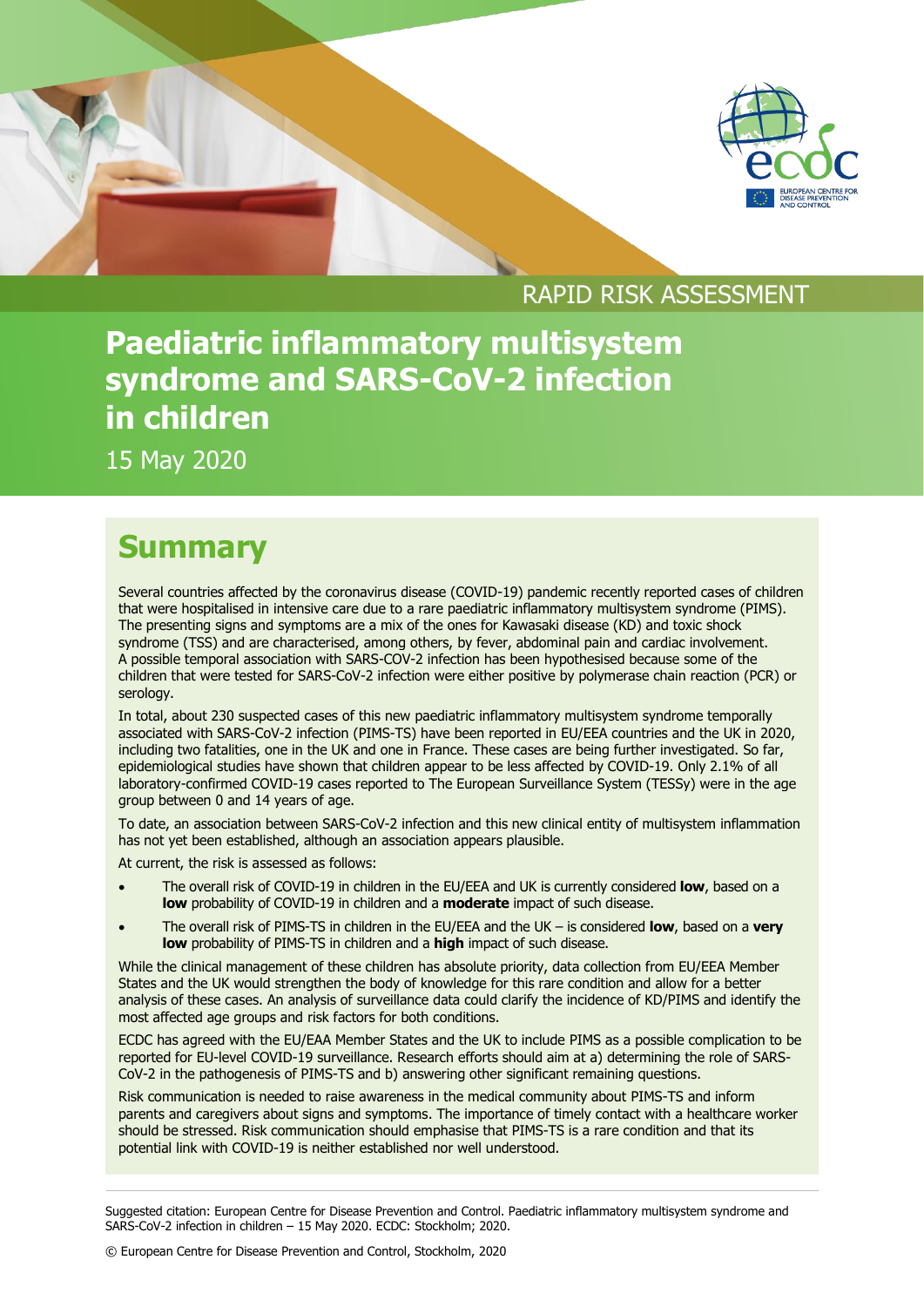RAPID RISK ASSESSMENT

# Paediatric inflammatory multisystem syndrome and SARS-CoV-2 infection in children

15 May 2020

## Summary

Several countries affected by the coronavirus disease (COVID-19) pandemic recently reported cases of children that were hospitalised in intensive care due to a rare paediatric inflammatory multisystem syndrome (PIMS). The presenting signs and symptoms are a mix of the ones for Kawasaki disease (KD) and toxic shock syndrome (TSS) and are characterised, among others, by fever, abdominal pain and cardiac involvement. A possible temporal association with SARS-COV-2 infection has been hypothesised because some of the children that were tested for SARS-CoV-2 infection were either positive by polymerase chain reaction (PCR) or serology.

In total, about 230 suspected cases of this new paediatric inflammatory multisystem syndrome temporally associated with SARS-CoV-2 infection (PIMS-TS) have been reported in EU/EEA countries and the UK in 2020, including two fatalities, one in the UK and one in France. These cases are being further investigated. So far, epidemiological studies have shown that children appear to be less affected by COVID-19. Only 2.1% of all laboratory-confirmed COVID-19 cases reported to The European Surveillance System (TESSy) were in the age group between 0 and 14 years of age.

To date, an association between SARS-CoV-2 infection and this new clinical entity of multisystem inflammation has not yet been established, although an association appears plausible.

At current, the risk is assessed as follows:

- The overall risk of COVID-19 in children in the EU/EEA and UK is currently considered **low**, based on a **low** probability of COVID-19 in children and a **moderate** impact of such disease.
- The overall risk of PIMS-TS in children in the EU/EEA and the UK – is considered **low**, based on a **very low** probability of PIMS-TS in children and a **high** impact of such disease.

While the clinical management of these children has absolute priority, data collection from EU/EEA Member States and the UK would strengthen the body of knowledge for this rare condition and allow for a better analysis of these cases. An analysis of surveillance data could clarify the incidence of KD/PIMS and identify the most affected age groups and risk factors for both conditions.

ECDC has agreed with the EU/EAA Member States and the UK to include PIMS as a possible complication to be reported for EU-level COVID-19 surveillance. Research efforts should aim at a) determining the role of SARS-CoV-2 in the pathogenesis of PIMS-TS and b) answering other significant remaining questions.

Risk communication is needed to raise awareness in the medical community about PIMS-TS and inform parents and caregivers about signs and symptoms. The importance of timely contact with a healthcare worker should be stressed. Risk communication should emphasise that PIMS-TS is a rare condition and that its potential link with COVID-19 is neither established nor well understood.

Suggested citation: European Centre for Disease Prevention and Control. Paediatric inflammatory multisystem syndrome and SARS-CoV-2 infection in children – 15 May 2020. ECDC: Stockholm; 2020.

© European Centre for Disease Prevention and Control, Stockholm, 2020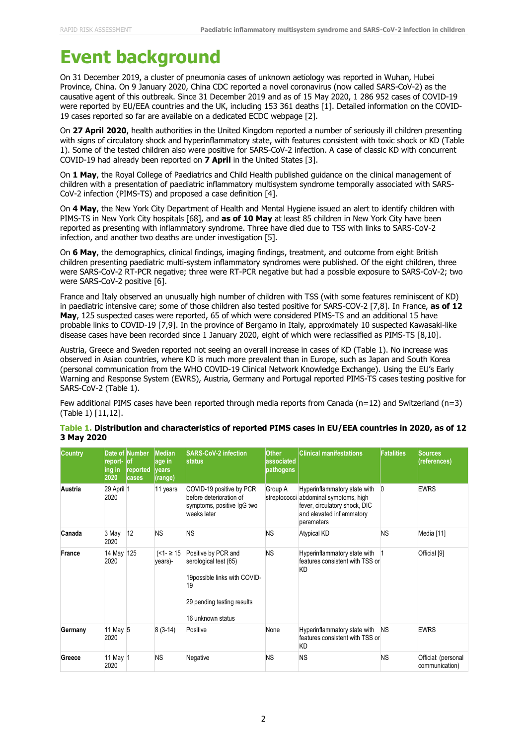# Event background

On 31 December 2019, a cluster of pneumonia cases of unknown aetiology was reported in Wuhan, Hubei Province, China. On 9 January 2020, China CDC reported a novel coronavirus (now called SARS-CoV-2) as the causative agent of this outbreak. Since 31 December 2019 and as of 15 May 2020, 1 286 952 cases of COVID-19 were reported by EU/EEA countries and the UK, including 153 361 deaths [1]. Detailed information on the COVID-19 cases reported so far are available on a dedicated ECDC webpage [2].

On **27 April 2020**, health authorities in the United Kingdom reported a number of seriously ill children presenting with signs of circulatory shock and hyperinflammatory state, with features consistent with toxic shock or KD (Table 1). Some of the tested children also were positive for SARS-CoV-2 infection. A case of classic KD with concurrent COVID-19 had already been reported on **7 April** in the United States [3].

On **1 May**, the Royal College of Paediatrics and Child Health published guidance on the clinical management of children with a presentation of paediatric inflammatory multisystem syndrome temporally associated with SARS-CoV-2 infection (PIMS-TS) and proposed a case definition [4].

On **4 May**, the New York City Department of Health and Mental Hygiene issued an alert to identify children with PIMS-TS in New York City hospitals [68], and **as of 10 May** at least 85 children in New York City have been reported as presenting with inflammatory syndrome. Three have died due to TSS with links to SARS-CoV-2 infection, and another two deaths are under investigation [5].

On **6 May**, the demographics, clinical findings, imaging findings, treatment, and outcome from eight British children presenting paediatric multi-system inflammatory syndromes were published. Of the eight children, three were SARS-CoV-2 RT-PCR negative; three were RT-PCR negative but had a possible exposure to SARS-CoV-2; two were SARS-CoV-2 positive [6].

France and Italy observed an unusually high number of children with TSS (with some features reminiscent of KD) in paediatric intensive care; some of those children also tested positive for SARS-COV-2 [7,8]. In France, **as of 12 May**, 125 suspected cases were reported, 65 of which were considered PIMS-TS and an additional 15 have probable links to COVID-19 [7,9]. In the province of Bergamo in Italy, approximately 10 suspected Kawasaki-like disease cases have been recorded since 1 January 2020, eight of which were reclassified as PIMS-TS [8,10].

Austria, Greece and Sweden reported not seeing an overall increase in cases of KD (Table 1). No increase was observed in Asian countries, where KD is much more prevalent than in Europe, such as Japan and South Korea (personal communication from the WHO COVID-19 Clinical Network Knowledge Exchange). Using the EU's Early Warning and Response System (EWRS), Austria, Germany and Portugal reported PIMS-TS cases testing positive for SARS-CoV-2 (Table 1).

Few additional PIMS cases have been reported through media reports from Canada (n=12) and Switzerland (n=3) (Table 1) [11,12].

**Table 1. Distribution and characteristics of reported PIMS cases in EU/EEA countries in 2020, as of 12 3 May 2020**

| Country | Date of report-ing in 2020 | Number of reported cases | Median age in years (range) | SARS-CoV-2 infection status | Other associated pathogens | Clinical manifestations | Fatalities | Sources (references) |
|---|---|---|---|---|---|---|---|---|
| **Austria** | 29 April 2020 | 1 | 11 years | COVID-19 positive by PCR before deterioration of symptoms, positive IgG two weeks later | Group A streptococci | Hyperinflammatory state with abdominal symptoms, high fever, circulatory shock, DIC and elevated inflammatory parameters | 0 | EWRS |
| **Canada** | 3 May 2020 | 12 | NS | NS | NS | Atypical KD | NS | Media [11] |
| **France** | 14 May 2020 | 125 | (<1- ≥ 15 years)- | Positive by PCR and serological test (65)<br><br>19possible links with COVID-19<br><br>29 pending testing results<br><br>16 unknown status | NS | Hyperinflammatory state with features consistent with TSS or KD | 1 | Official [9] |
| **Germany** | 11 May 2020 | 5 | 8 (3-14) | Positive | None | Hyperinflammatory state with features consistent with TSS or KD | NS | EWRS |
| **Greece** | 11 May 2020 | 1 | NS | Negative | NS | NS | NS | Official: (personal communication) |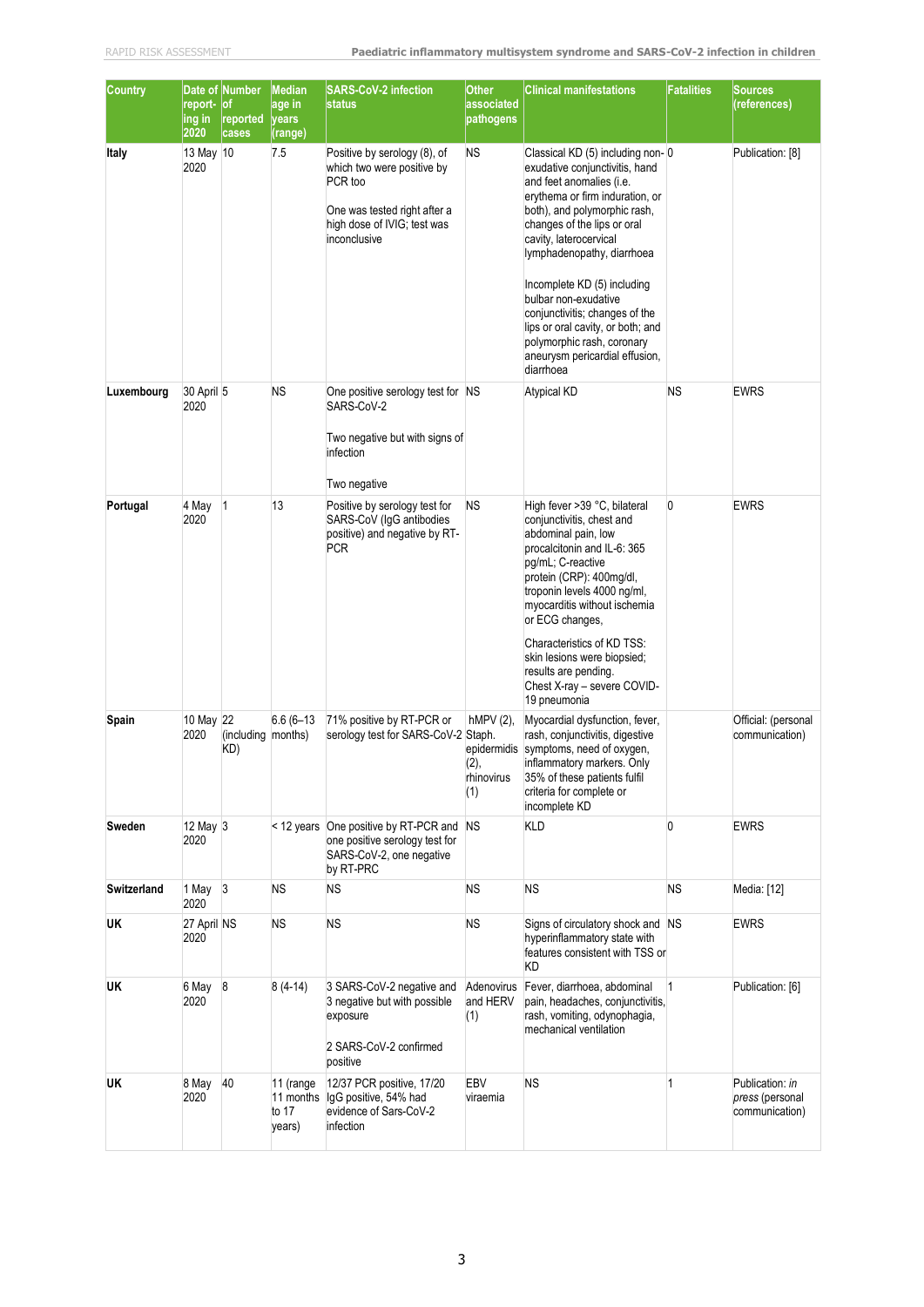| Country | Date of report-ing in 2020 | Number of reported cases | Median age in years (range) | SARS-CoV-2 infection status | Other associated pathogens | Clinical manifestations | Fatalities | Sources (references) |
| --- | --- | --- | --- | --- | --- | --- | --- | --- |
| Italy | 13 May 2020 | 10 | 7.5 | Positive by serology (8), of which two were positive by PCR too<br><br>One was tested right after a high dose of IVIG; test was inconclusive | NS | Classical KD (5) including non-exudative conjunctivitis, hand and feet anomalies (i.e. erythema or firm induration, or both), and polymorphic rash, changes of the lips or oral cavity, laterocervical lymphadenopathy, diarrhoea<br><br>Incomplete KD (5) including bulbar non-exudative conjunctivitis; changes of the lips or oral cavity, or both; and polymorphic rash, coronary aneurysm pericardial effusion, diarrhoea | 0 | Publication: [8] |
| Luxembourg | 30 April 2020 | 5 | NS | One positive serology test for SARS-CoV-2<br><br>Two negative but with signs of infection<br><br>Two negative | NS | Atypical KD | NS | EWRS |
| Portugal | 4 May 2020 | 1 | 13 | Positive by serology test for SARS-CoV-2 (IgG antibodies positive) and negative by RT-PCR | NS | High fever >39 °C, bilateral conjunctivitis, chest and abdominal pain, low procalcitonin and IL-6: 365 pg/mL; C-reactive protein (CRP): 400mg/dl, troponin levels 4000 ng/ml, myocarditis without ischemia or ECG changes,<br><br>Characteristics of KD TSS: skin lesions were biopsied; results are pending. Chest X-ray – severe COVID-19 pneumonia | 0 | EWRS |
| Spain | 10 May 2020 | 22 (including KD) | 6.6 (6–13 months) | 71% positive by RT-PCR or serology test for SARS-CoV-2 | hMPV (2), Staph. epidermidis (2), rhinovirus (1) | Myocardial dysfunction, fever, rash, conjunctivitis, digestive symptoms, need of oxygen, inflammatory markers. Only 35% of these patients fulfil criteria for complete or incomplete KD | | Official: (personal communication) |
| Sweden | 12 May 2020 | 3 | < 12 years | One positive by RT-PCR and one positive serology test for SARS-CoV-2, one negative by RT-PRC | NS | KLD | 0 | EWRS |
| Switzerland | 1 May 2020 | 3 | NS | NS | NS | NS | NS | Media: [12] |
| UK | 27 April 2020 | NS | NS | NS | NS | Signs of circulatory shock and hyperinflammatory state with features consistent with TSS or KD | NS | EWRS |
| UK | 6 May 2020 | 8 | 8 (4-14) | 3 SARS-CoV-2 negative and 3 negative but with possible exposure<br><br>2 SARS-CoV-2 confirmed positive | Adenovirus and HERV (1) | Fever, diarrhoea, abdominal pain, headaches, conjunctivitis, rash, vomiting, odynophagia, mechanical ventilation | 1 | Publication: [6] |
| UK | 8 May 2020 | 40 | 11 (range 11 months to 17 years) | 12/37 PCR positive, 17/20 IgG positive, 54% had evidence of Sars-CoV-2 infection | EBV viraemia | NS | 1 | Publication: *in press* (personal communication) |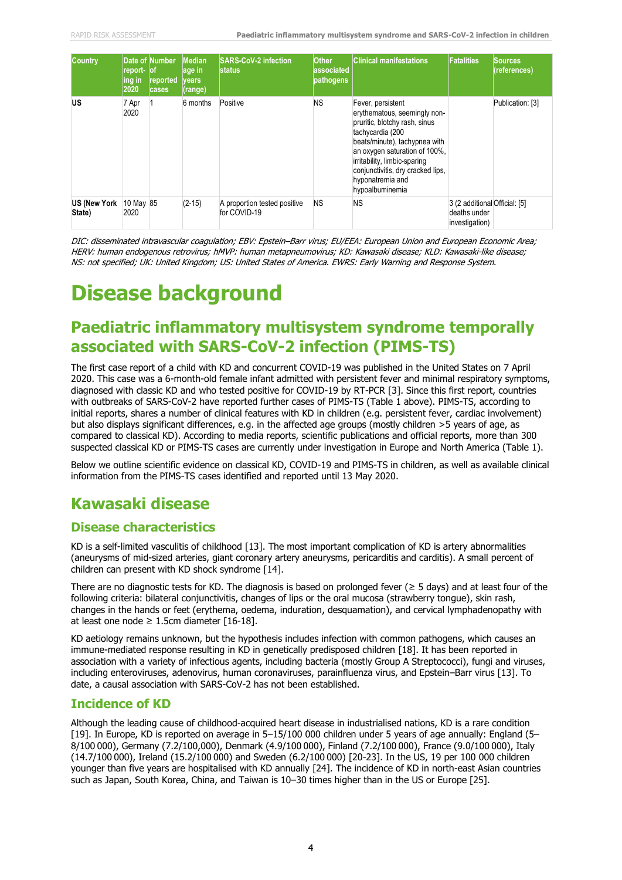| Country | Date of report-ing in 2020 | Number of reported cases | Median age in years (range) | SARS-CoV-2 infection status | Other associated pathogens | Clinical manifestations | Fatalities | Sources (references) |
|---|---|---|---|---|---|---|---|---|
| US | 7 Apr 2020 | 1 | 6 months | Positive | NS | Fever, persistent erythematous, seemingly non-pruritic, blotchy rash, sinus tachycardia (200 beats/minute), tachypnea with an oxygen saturation of 100%, irritability, limbic-sparing conjunctivitis, dry cracked lips, hyponatremia and hypoalbuminemia | | Publication: [3] |
| US (New York State) | 10 May 2020 | 85 | (2-15) | A proportion tested positive for COVID-19 | NS | NS | 3 (2 additional deaths under investigation) | Official: [5] |

*DIC: disseminated intravascular coagulation; EBV: Epstein–Barr virus; EU/EEA: European Union and European Economic Area; HERV: human endogenous retrovirus; hMVP: human metapneumovirus; KD: Kawasaki disease; KLD: Kawasaki-like disease; NS: not specified; UK: United Kingdom; US: United States of America. EWRS: Early Warning and Response System.*

# Disease background

## Paediatric inflammatory multisystem syndrome temporally associated with SARS-CoV-2 infection (PIMS-TS)

The first case report of a child with KD and concurrent COVID-19 was published in the United States on 7 April 2020. This case was a 6-month-old female infant admitted with persistent fever and minimal respiratory symptoms, diagnosed with classic KD and who tested positive for COVID-19 by RT-PCR [3]. Since this first report, countries with outbreaks of SARS-CoV-2 have reported further cases of PIMS-TS (Table 1 above). PIMS-TS, according to initial reports, shares a number of clinical features with KD in children (e.g. persistent fever, cardiac involvement) but also displays significant differences, e.g. in the affected age groups (mostly children >5 years of age, as compared to classical KD). According to media reports, scientific publications and official reports, more than 300 suspected classical KD or PIMS-TS cases are currently under investigation in Europe and North America (Table 1).

Below we outline scientific evidence on classical KD, COVID-19 and PIMS-TS in children, as well as available clinical information from the PIMS-TS cases identified and reported until 13 May 2020.

## Kawasaki disease

### Disease characteristics

KD is a self-limited vasculitis of childhood [13]. The most important complication of KD is artery abnormalities (aneurysms of mid-sized arteries, giant coronary artery aneurysms, pericarditis and carditis). A small percent of children can present with KD shock syndrome [14].

There are no diagnostic tests for KD. The diagnosis is based on prolonged fever (≥ 5 days) and at least four of the following criteria: bilateral conjunctivitis, changes of lips or the oral mucosa (strawberry tongue), skin rash, changes in the hands or feet (erythema, oedema, induration, desquamation), and cervical lymphadenopathy with at least one node ≥ 1.5cm diameter [16-18].

KD aetiology remains unknown, but the hypothesis includes infection with common pathogens, which causes an immune-mediated response resulting in KD in genetically predisposed children [18]. It has been reported in association with a variety of infectious agents, including bacteria (mostly Group A Streptococci), fungi and viruses, including enteroviruses, adenovirus, human coronaviruses, parainfluenza virus, and Epstein–Barr virus [13]. To date, a causal association with SARS-CoV-2 has not been established.

### Incidence of KD

Although the leading cause of childhood-acquired heart disease in industrialised nations, KD is a rare condition [19]. In Europe, KD is reported on average in 5–15/100 000 children under 5 years of age annually: England (5–8/100 000), Germany (7.2/100,000), Denmark (4.9/100 000), Finland (7.2/100 000), France (9.0/100 000), Italy (14.7/100 000), Ireland (15.2/100 000) and Sweden (6.2/100 000) [20-23]. In the US, 19 per 100 000 children younger than five years are hospitalised with KD annually [24]. The incidence of KD in north-east Asian countries such as Japan, South Korea, China, and Taiwan is 10–30 times higher than in the US or Europe [25].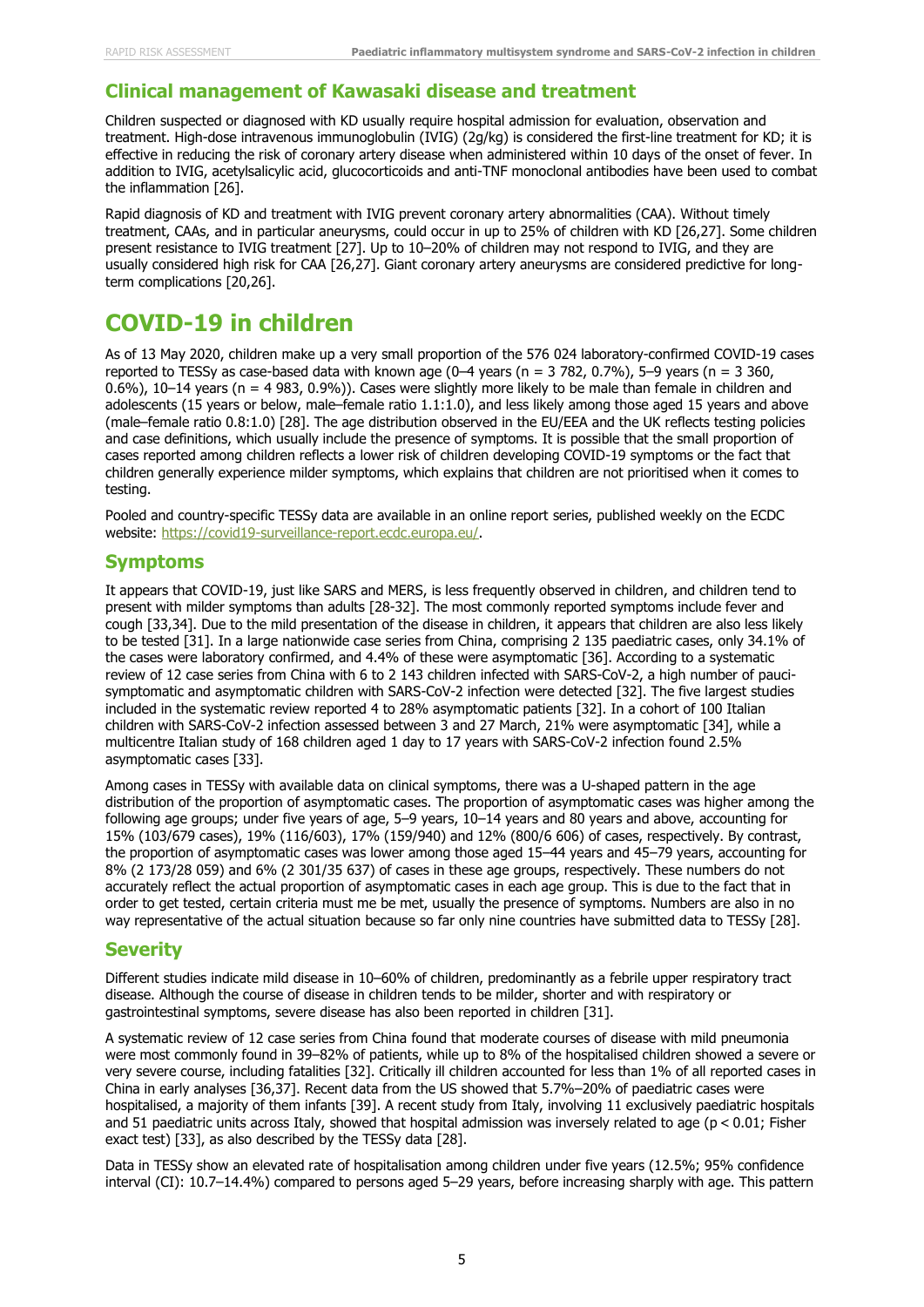## Clinical management of Kawasaki disease and treatment

Children suspected or diagnosed with KD usually require hospital admission for evaluation, observation and treatment. High-dose intravenous immunoglobulin (IVIG) (2g/kg) is considered the first-line treatment for KD; it is effective in reducing the risk of coronary artery disease when administered within 10 days of the onset of fever. In addition to IVIG, acetylsalicylic acid, glucocorticoids and anti-TNF monoclonal antibodies have been used to combat the inflammation [26].

Rapid diagnosis of KD and treatment with IVIG prevent coronary artery abnormalities (CAA). Without timely treatment, CAAs, and in particular aneurysms, could occur in up to 25% of children with KD [26,27]. Some children present resistance to IVIG treatment [27]. Up to 10–20% of children may not respond to IVIG, and they are usually considered high risk for CAA [26,27]. Giant coronary artery aneurysms are considered predictive for long-term complications [20,26].

# COVID-19 in children

As of 13 May 2020, children make up a very small proportion of the 576 024 laboratory-confirmed COVID-19 cases reported to TESSy as case-based data with known age (0–4 years (n = 3 782, 0.7%), 5–9 years (n = 3 360, 0.6%), 10–14 years (n = 4 983, 0.9%)). Cases were slightly more likely to be male than female in children and adolescents (15 years or below, male–female ratio 1.1:1.0), and less likely among those aged 15 years and above (male–female ratio 0.8:1.0) [28]. The age distribution observed in the EU/EEA and the UK reflects testing policies and case definitions, which usually include the presence of symptoms. It is possible that the small proportion of cases reported among children reflects a lower risk of children developing COVID-19 symptoms or the fact that children generally experience milder symptoms, which explains that children are not prioritised when it comes to testing.

Pooled and country-specific TESSy data are available in an online report series, published weekly on the ECDC website: https://covid19-surveillance-report.ecdc.europa.eu/.

## Symptoms

It appears that COVID-19, just like SARS and MERS, is less frequently observed in children, and children tend to present with milder symptoms than adults [28-32]. The most commonly reported symptoms include fever and cough [33,34]. Due to the mild presentation of the disease in children, it appears that children are also less likely to be tested [31]. In a large nationwide case series from China, comprising 2 135 paediatric cases, only 34.1% of the cases were laboratory confirmed, and 4.4% of these were asymptomatic [36]. According to a systematic review of 12 case series from China with 6 to 2 143 children infected with SARS-CoV-2, a high number of pauci-symptomatic and asymptomatic children with SARS-CoV-2 infection were detected [32]. The five largest studies included in the systematic review reported 4 to 28% asymptomatic patients [32]. In a cohort of 100 Italian children with SARS-CoV-2 infection assessed between 3 and 27 March, 21% were asymptomatic [34], while a multicentre Italian study of 168 children aged 1 day to 17 years with SARS-CoV-2 infection found 2.5% asymptomatic cases [33].

Among cases in TESSy with available data on clinical symptoms, there was a U-shaped pattern in the age distribution of the proportion of asymptomatic cases. The proportion of asymptomatic cases was higher among the following age groups; under five years of age, 5–9 years, 10–14 years and 80 years and above, accounting for 15% (103/679 cases), 19% (116/603), 17% (159/940) and 12% (800/6 606) of cases, respectively. By contrast, the proportion of asymptomatic cases was lower among those aged 15–44 years and 45–79 years, accounting for 8% (2 173/28 059) and 6% (2 301/35 637) of cases in these age groups, respectively. These numbers do not accurately reflect the actual proportion of asymptomatic cases in each age group. This is due to the fact that in order to get tested, certain criteria must me be met, usually the presence of symptoms. Numbers are also in no way representative of the actual situation because so far only nine countries have submitted data to TESSy [28].

## Severity

Different studies indicate mild disease in 10–60% of children, predominantly as a febrile upper respiratory tract disease. Although the course of disease in children tends to be milder, shorter and with respiratory or gastrointestinal symptoms, severe disease has also been reported in children [31].

A systematic review of 12 case series from China found that moderate courses of disease with mild pneumonia were most commonly found in 39–82% of patients, while up to 8% of the hospitalised children showed a severe or very severe course, including fatalities [32]. Critically ill children accounted for less than 1% of all reported cases in China in early analyses [36,37]. Recent data from the US showed that 5.7%–20% of paediatric cases were hospitalised, a majority of them infants [39]. A recent study from Italy, involving 11 exclusively paediatric hospitals and 51 paediatric units across Italy, showed that hospital admission was inversely related to age ($p < 0.01$; Fisher exact test) [33], as also described by the TESSy data [28].

Data in TESSy show an elevated rate of hospitalisation among children under five years (12.5%; 95% confidence interval (CI): 10.7–14.4%) compared to persons aged 5–29 years, before increasing sharply with age. This pattern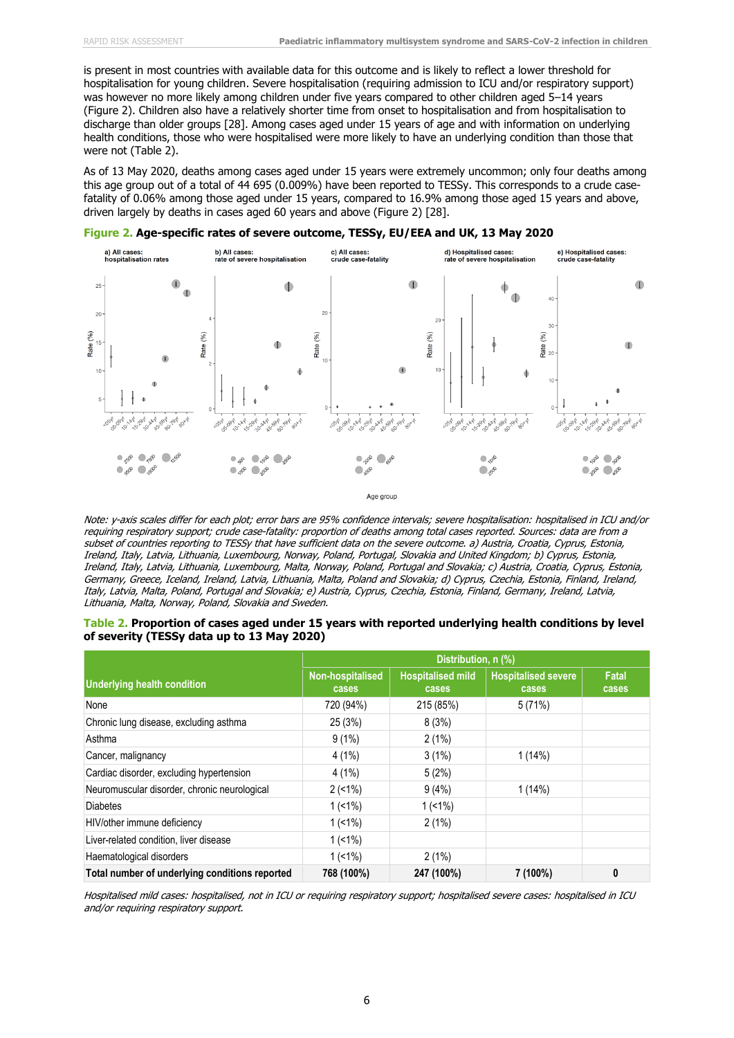is present in most countries with available data for this outcome and is likely to reflect a lower threshold for hospitalisation for young children. Severe hospitalisation (requiring admission to ICU and/or respiratory support) was however no more likely among children under five years compared to other children aged 5–14 years (Figure 2). Children also have a relatively shorter time from onset to hospitalisation and from hospitalisation to discharge than older groups [28]. Among cases aged under 15 years of age and with information on underlying health conditions, those who were hospitalised were more likely to have an underlying condition than those that were not (Table 2).

As of 13 May 2020, deaths among cases aged under 15 years were extremely uncommon; only four deaths among this age group out of a total of 44 695 (0.009%) have been reported to TESSy. This corresponds to a crude case-fatality of 0.06% among those aged under 15 years, compared to 16.9% among those aged 15 years and above, driven largely by deaths in cases aged 60 years and above (Figure 2) [28].

**Figure 2. Age-specific rates of severe outcome, TESSy, EU/EEA and UK, 13 May 2020**

*Note: y-axis scales differ for each plot; error bars are 95% confidence intervals; severe hospitalisation: hospitalised in ICU and/or requiring respiratory support; crude case-fatality: proportion of deaths among total cases reported. Sources: data are from a subset of countries reporting to TESSy that have sufficient data on the severe outcome. a) Austria, Croatia, Cyprus, Estonia, Ireland, Italy, Latvia, Lithuania, Luxembourg, Norway, Poland, Portugal, Slovakia and United Kingdom; b) Cyprus, Estonia, Ireland, Italy, Latvia, Lithuania, Luxembourg, Malta, Norway, Poland, Portugal and Slovakia; c) Austria, Croatia, Cyprus, Estonia, Germany, Greece, Iceland, Ireland, Latvia, Lithuania, Malta, Poland and Slovakia; d) Cyprus, Czechia, Estonia, Finland, Ireland, Italy, Latvia, Malta, Poland, Portugal and Slovakia; e) Austria, Cyprus, Czechia, Estonia, Finland, Germany, Ireland, Latvia, Lithuania, Malta, Norway, Poland, Slovakia and Sweden.*

**Table 2. Proportion of cases aged under 15 years with reported underlying health conditions by level of severity (TESSy data up to 13 May 2020)**

| Underlying health condition | Distribution, n (%) | | | |
|---|---|---|---|---|
| | Non-hospitalised cases | Hospitalised mild cases | Hospitalised severe cases | Fatal cases |
| None | 720 (94%) | 215 (85%) | 5 (71%) | |
| Chronic lung disease, excluding asthma | 25 (3%) | 8 (3%) | | |
| Asthma | 9 (1%) | 2 (1%) | | |
| Cancer, malignancy | 4 (1%) | 3 (1%) | 1 (14%) | |
| Cardiac disorder, excluding hypertension | 4 (1%) | 5 (2%) | | |
| Neuromuscular disorder, chronic neurological | 2 (<1%) | 9 (4%) | 1 (14%) | |
| Diabetes | 1 (<1%) | 1 (<1%) | | |
| HIV/other immune deficiency | 1 (<1%) | 2 (1%) | | |
| Liver-related condition, liver disease | 1 (<1%) | | | |
| Haematological disorders | 1 (<1%) | 2 (1%) | | |
| **Total number of underlying conditions reported** | **768 (100%)** | **247 (100%)** | **7 (100%)** | **0** |

*Hospitalised mild cases: hospitalised, not in ICU or requiring respiratory support; hospitalised severe cases: hospitalised in ICU and/or requiring respiratory support.*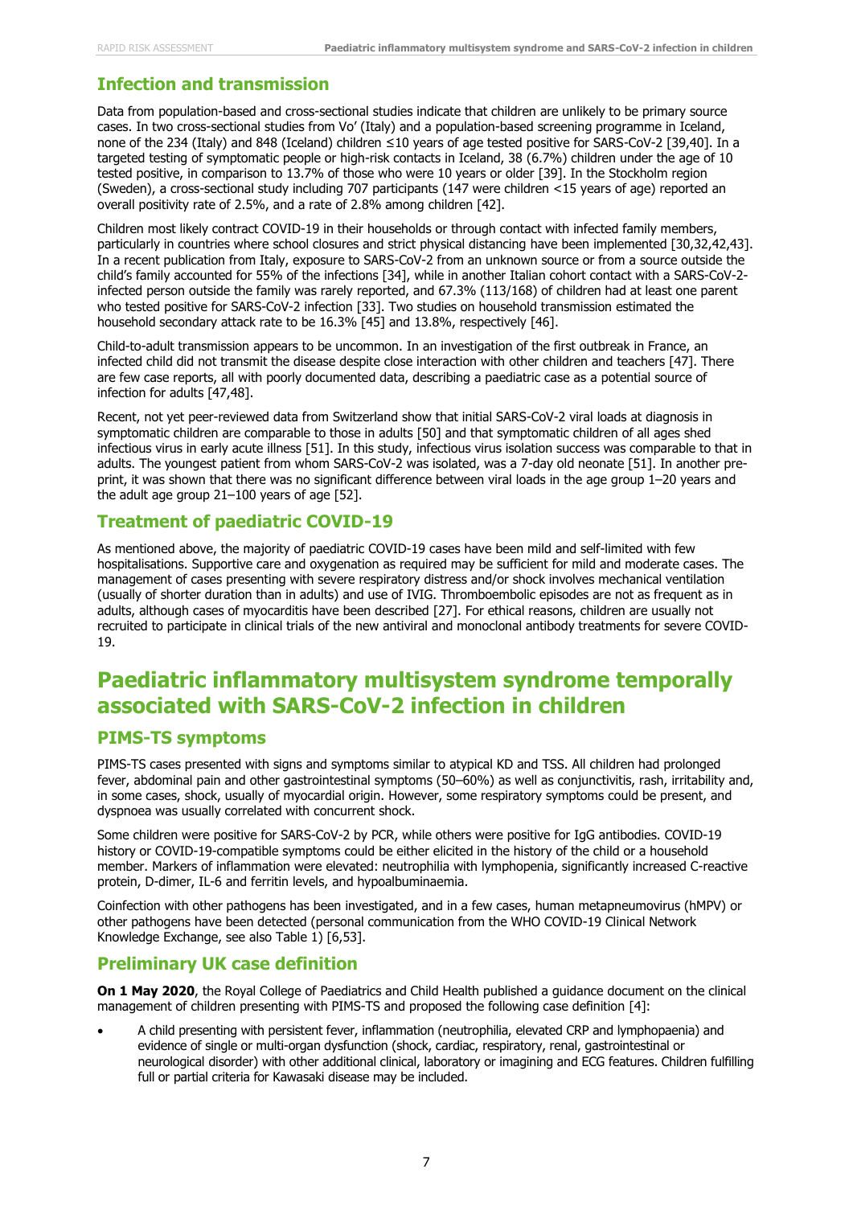## Infection and transmission

Data from population-based and cross-sectional studies indicate that children are unlikely to be primary source cases. In two cross-sectional studies from Vo' (Italy) and a population-based screening programme in Iceland, none of the 234 (Italy) and 848 (Iceland) children ≤10 years of age tested positive for SARS-CoV-2 [39,40]. In a targeted testing of symptomatic people or high-risk contacts in Iceland, 38 (6.7%) children under the age of 10 tested positive, in comparison to 13.7% of those who were 10 years or older [39]. In the Stockholm region (Sweden), a cross-sectional study including 707 participants (147 were children <15 years of age) reported an overall positivity rate of 2.5%, and a rate of 2.8% among children [42].

Children most likely contract COVID-19 in their households or through contact with infected family members, particularly in countries where school closures and strict physical distancing have been implemented [30,32,42,43]. In a recent publication from Italy, exposure to SARS-CoV-2 from an unknown source or from a source outside the child's family accounted for 55% of the infections [34], while in another Italian cohort contact with a SARS-CoV-2-infected person outside the family was rarely reported, and 67.3% (113/168) of children had at least one parent who tested positive for SARS-CoV-2 infection [33]. Two studies on household transmission estimated the household secondary attack rate to be 16.3% [45] and 13.8%, respectively [46].

Child-to-adult transmission appears to be uncommon. In an investigation of the first outbreak in France, an infected child did not transmit the disease despite close interaction with other children and teachers [47]. There are few case reports, all with poorly documented data, describing a paediatric case as a potential source of infection for adults [47,48].

Recent, not yet peer-reviewed data from Switzerland show that initial SARS-CoV-2 viral loads at diagnosis in symptomatic children are comparable to those in adults [50] and that symptomatic children of all ages shed infectious virus in early acute illness [51]. In this study, infectious virus isolation success was comparable to that in adults. The youngest patient from whom SARS-CoV-2 was isolated, was a 7-day old neonate [51]. In another pre-print, it was shown that there was no significant difference between viral loads in the age group 1–20 years and the adult age group 21–100 years of age [52].

## Treatment of paediatric COVID-19

As mentioned above, the majority of paediatric COVID-19 cases have been mild and self-limited with few hospitalisations. Supportive care and oxygenation as required may be sufficient for mild and moderate cases. The management of cases presenting with severe respiratory distress and/or shock involves mechanical ventilation (usually of shorter duration than in adults) and use of IVIG. Thromboembolic episodes are not as frequent as in adults, although cases of myocarditis have been described [27]. For ethical reasons, children are usually not recruited to participate in clinical trials of the new antiviral and monoclonal antibody treatments for severe COVID-19.

# Paediatric inflammatory multisystem syndrome temporally associated with SARS-CoV-2 infection in children

## PIMS-TS symptoms

PIMS-TS cases presented with signs and symptoms similar to atypical KD and TSS. All children had prolonged fever, abdominal pain and other gastrointestinal symptoms (50–60%) as well as conjunctivitis, rash, irritability and, in some cases, shock, usually of myocardial origin. However, some respiratory symptoms could be present, and dyspnoea was usually correlated with concurrent shock.

Some children were positive for SARS-CoV-2 by PCR, while others were positive for IgG antibodies. COVID-19 history or COVID-19-compatible symptoms could be either elicited in the history of the child or a household member. Markers of inflammation were elevated: neutrophilia with lymphopenia, significantly increased C-reactive protein, D-dimer, IL-6 and ferritin levels, and hypoalbuminaemia.

Coinfection with other pathogens has been investigated, and in a few cases, human metapneumovirus (hMPV) or other pathogens have been detected (personal communication from the WHO COVID-19 Clinical Network Knowledge Exchange, see also Table 1) [6,53].

## Preliminary UK case definition

**On 1 May 2020**, the Royal College of Paediatrics and Child Health published a guidance document on the clinical management of children presenting with PIMS-TS and proposed the following case definition [4]:

- A child presenting with persistent fever, inflammation (neutrophilia, elevated CRP and lymphopaenia) and evidence of single or multi-organ dysfunction (shock, cardiac, respiratory, renal, gastrointestinal or neurological disorder) with other additional clinical, laboratory or imagining and ECG features. Children fulfilling full or partial criteria for Kawasaki disease may be included.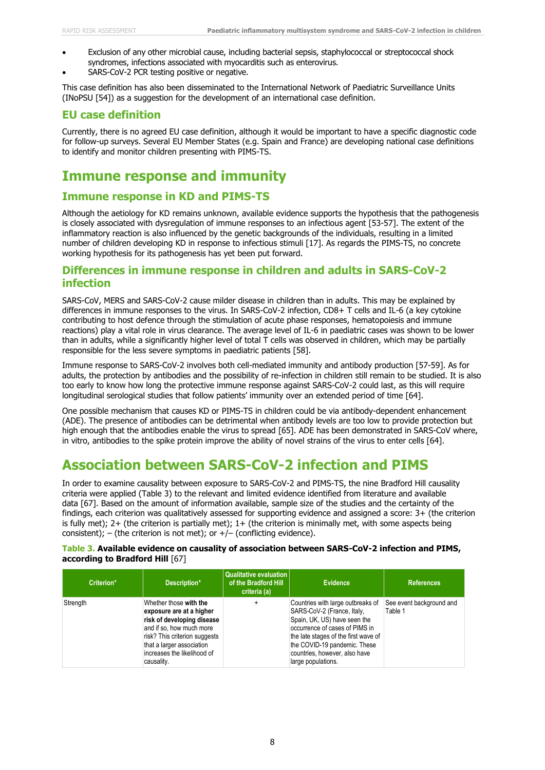- Exclusion of any other microbial cause, including bacterial sepsis, staphylococcal or streptococcal shock syndromes, infections associated with myocarditis such as enterovirus.
- SARS-CoV-2 PCR testing positive or negative.

This case definition has also been disseminated to the International Network of Paediatric Surveillance Units (INoPSU [54]) as a suggestion for the development of an international case definition.

## EU case definition

Currently, there is no agreed EU case definition, although it would be important to have a specific diagnostic code for follow-up surveys. Several EU Member States (e.g. Spain and France) are developing national case definitions to identify and monitor children presenting with PIMS-TS.

# Immune response and immunity

## Immune response in KD and PIMS-TS

Although the aetiology for KD remains unknown, available evidence supports the hypothesis that the pathogenesis is closely associated with dysregulation of immune responses to an infectious agent [53-57]. The extent of the inflammatory reaction is also influenced by the genetic backgrounds of the individuals, resulting in a limited number of children developing KD in response to infectious stimuli [17]. As regards the PIMS-TS, no concrete working hypothesis for its pathogenesis has yet been put forward.

## Differences in immune response in children and adults in SARS-CoV-2 infection

SARS-CoV, MERS and SARS-CoV-2 cause milder disease in children than in adults. This may be explained by differences in immune responses to the virus. In SARS-CoV-2 infection, CD8+ T cells and IL-6 (a key cytokine contributing to host defence through the stimulation of acute phase responses, hematopoiesis and immune reactions) play a vital role in virus clearance. The average level of IL-6 in paediatric cases was shown to be lower than in adults, while a significantly higher level of total T cells was observed in children, which may be partially responsible for the less severe symptoms in paediatric patients [58].

Immune response to SARS-CoV-2 involves both cell-mediated immunity and antibody production [57-59]. As for adults, the protection by antibodies and the possibility of re-infection in children still remain to be studied. It is also too early to know how long the protective immune response against SARS-CoV-2 could last, as this will require longitudinal serological studies that follow patients' immunity over an extended period of time [64].

One possible mechanism that causes KD or PIMS-TS in children could be via antibody-dependent enhancement (ADE). The presence of antibodies can be detrimental when antibody levels are too low to provide protection but high enough that the antibodies enable the virus to spread [65]. ADE has been demonstrated in SARS-CoV where, in vitro, antibodies to the spike protein improve the ability of novel strains of the virus to enter cells [64].

# Association between SARS-CoV-2 infection and PIMS

In order to examine causality between exposure to SARS-CoV-2 and PIMS-TS, the nine Bradford Hill causality criteria were applied (Table 3) to the relevant and limited evidence identified from literature and available data [67]. Based on the amount of information available, sample size of the studies and the certainty of the findings, each criterion was qualitatively assessed for supporting evidence and assigned a score: 3+ (the criterion is fully met); 2+ (the criterion is partially met); 1+ (the criterion is minimally met, with some aspects being consistent); – (the criterion is not met); or +/– (conflicting evidence).

**Table 3. Available evidence on causality of association between SARS-CoV-2 infection and PIMS, according to Bradford Hill** [67]

| Criterion* | Description* | Qualitative evaluation of the Bradford Hill criteria (a) | Evidence | References |
|---|---|---|---|---|
| Strength | Whether those **with the exposure are at a higher risk of developing disease** and if so, how much more risk? This criterion suggests that a larger association increases the likelihood of causality. | + | Countries with large outbreaks of SARS-CoV-2 (France, Italy, Spain, UK, US) have seen the occurrence of cases of PIMS in the late stages of the first wave of the COVID-19 pandemic. These countries, however, also have large populations. | See event background and Table 1 |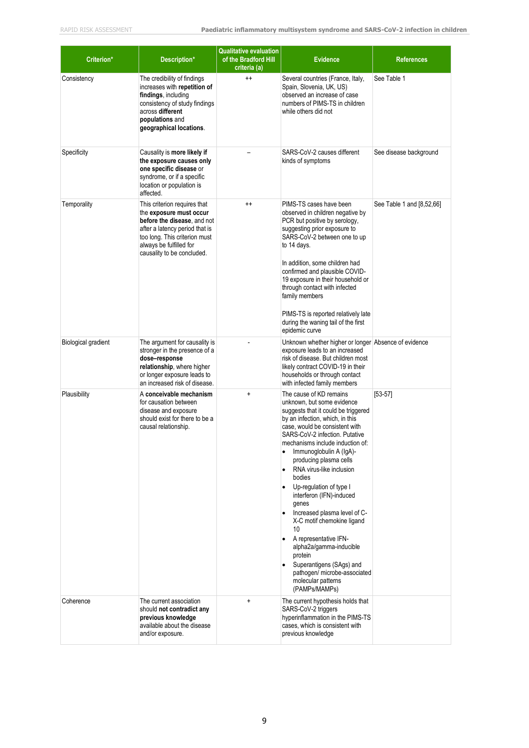| Criterion* | Description* | Qualitative evaluation of the Bradford Hill criteria (a) | Evidence | References |
|---|---|---|---|---|
| Consistency | The credibility of findings increases with **repetition of findings**, including consistency of study findings across **different populations** and **geographical locations**. | ++ | Several countries (France, Italy, Spain, Slovenia, UK, US) observed an increase of case numbers of PIMS-TS in children while others did not | See Table 1 |
| Specificity | Causality is **more likely if the exposure causes only one specific disease** or syndrome, or if a specific location or population is affected. | – | SARS-CoV-2 causes different kinds of symptoms | See disease background |
| Temporality | This criterion requires that the **exposure must occur before the disease**, and not after a latency period that is too long. This criterion must always be fulfilled for causality to be concluded. | ++ | PIMS-TS cases have been observed in children negative by PCR but positive by serology, suggesting prior exposure to SARS-CoV-2 between one to up to 14 days.<br><br>In addition, some children had confirmed and plausible COVID-19 exposure in their household or through contact with infected family members<br><br>PIMS-TS is reported relatively late during the waning tail of the first epidemic curve | See Table 1 and [8,52,66] |
| Biological gradient | The argument for causality is stronger in the presence of a **dose–response relationship**, where higher or longer exposure leads to an increased risk of disease. | - | Unknown whether higher or longer exposure leads to an increased risk of disease. But children most likely contract COVID-19 in their households or through contact with infected family members | Absence of evidence |
| Plausibility | A **conceivable mechanism** for causation between disease and exposure should exist for there to be a causal relationship. | + | The cause of KD remains unknown, but some evidence suggests that it could be triggered by an infection, which, in this case, would be consistent with SARS-CoV-2 infection. Putative mechanisms include induction of:<br>• Immunoglobulin A (IgA)-producing plasma cells<br>• RNA virus-like inclusion bodies<br>• Up-regulation of type I interferon (IFN)-induced genes<br>• Increased plasma level of C-X-C motif chemokine ligand 10<br>• A representative IFN-alpha2a/gamma-inducible protein<br>• Superantigens (SAgs) and pathogen/ microbe-associated molecular patterns (PAMPs/MAMPs) | [53-57] |
| Coherence | The current association should **not contradict any previous knowledge** available about the disease and/or exposure. | + | The current hypothesis holds that SARS-CoV-2 triggers hyperinflammation in the PIMS-TS cases, which is consistent with previous knowledge | |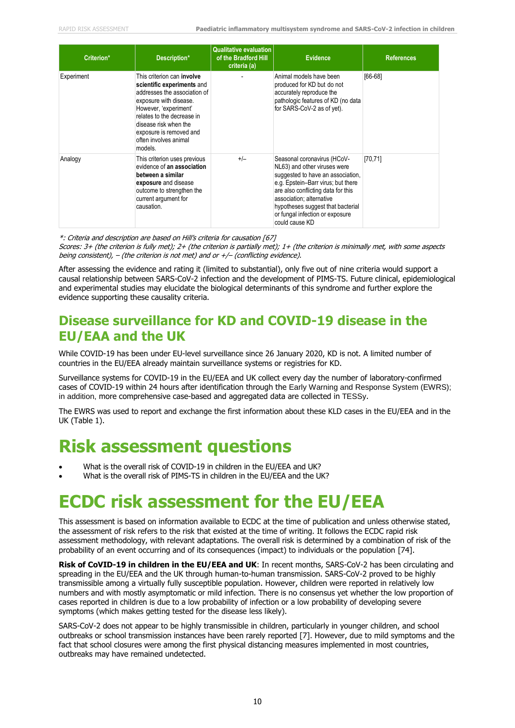| Criterion* | Description* | Qualitative evaluation of the Bradford Hill criteria (a) | Evidence | References |
|---|---|---|---|---|
| Experiment | This criterion can **involve scientific experiments** and addresses the association of exposure with disease. However, 'experiment' relates to the decrease in disease risk when the exposure is removed and often involves animal models. | - | Animal models have been produced for KD but do not accurately reproduce the pathologic features of KD (no data for SARS-CoV-2 as of yet). | [66-68] |
| Analogy | This criterion uses previous evidence of **an association between a similar exposure** and disease outcome to strengthen the current argument for causation. | +/– | Seasonal coronavirus (HCoV-NL63) and other viruses were suggested to have an association, e.g. Epstein–Barr virus; but there are also conflicting data for this association; alternative hypotheses suggest that bacterial or fungal infection or exposure could cause KD | [70,71] |

*\*: Criteria and description are based on Hill's criteria for causation [67]*
*Scores: 3+ (the criterion is fully met); 2+ (the criterion is partially met); 1+ (the criterion is minimally met, with some aspects being consistent), – (the criterion is not met) and or +/– (conflicting evidence).*

After assessing the evidence and rating it (limited to substantial), only five out of nine criteria would support a causal relationship between SARS-CoV-2 infection and the development of PIMS-TS. Future clinical, epidemiological and experimental studies may elucidate the biological determinants of this syndrome and further explore the evidence supporting these causality criteria.

## Disease surveillance for KD and COVID-19 disease in the EU/EAA and the UK

While COVID-19 has been under EU-level surveillance since 26 January 2020, KD is not. A limited number of countries in the EU/EEA already maintain surveillance systems or registries for KD.

Surveillance systems for COVID-19 in the EU/EEA and UK collect every day the number of laboratory-confirmed cases of COVID-19 within 24 hours after identification through the Early Warning and Response System (EWRS); in addition, more comprehensive case-based and aggregated data are collected in TESSy.

The EWRS was used to report and exchange the first information about these KLD cases in the EU/EEA and in the UK (Table 1).

# Risk assessment questions

- What is the overall risk of COVID-19 in children in the EU/EEA and UK?
- What is the overall risk of PIMS-TS in children in the EU/EEA and the UK?

# ECDC risk assessment for the EU/EEA

This assessment is based on information available to ECDC at the time of publication and unless otherwise stated, the assessment of risk refers to the risk that existed at the time of writing. It follows the ECDC rapid risk assessment methodology, with relevant adaptations. The overall risk is determined by a combination of risk of the probability of an event occurring and of its consequences (impact) to individuals or the population [74].

**Risk of CoVID-19 in children in the EU/EEA and UK**: In recent months, SARS-CoV-2 has been circulating and spreading in the EU/EEA and the UK through human-to-human transmission. SARS-CoV-2 proved to be highly transmissible among a virtually fully susceptible population. However, children were reported in relatively low numbers and with mostly asymptomatic or mild infection. There is no consensus yet whether the low proportion of cases reported in children is due to a low probability of infection or a low probability of developing severe symptoms (which makes getting tested for the disease less likely).

SARS-CoV-2 does not appear to be highly transmissible in children, particularly in younger children, and school outbreaks or school transmission instances have been rarely reported [7]. However, due to mild symptoms and the fact that school closures were among the first physical distancing measures implemented in most countries, outbreaks may have remained undetected.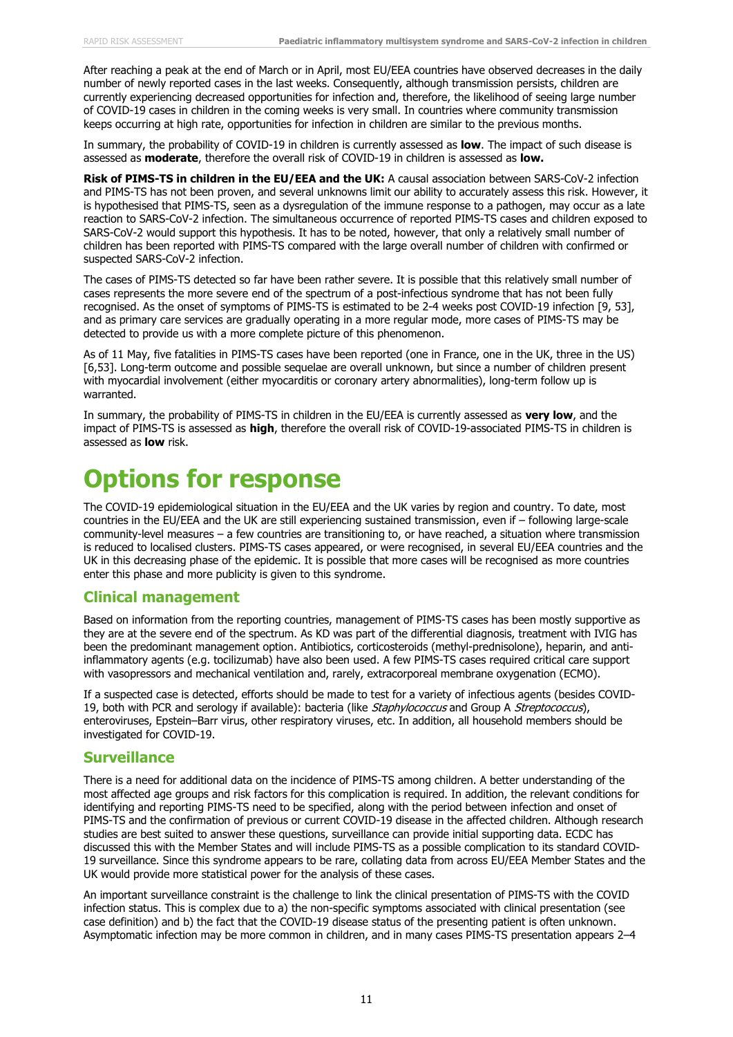After reaching a peak at the end of March or in April, most EU/EEA countries have observed decreases in the daily number of newly reported cases in the last weeks. Consequently, although transmission persists, children are currently experiencing decreased opportunities for infection and, therefore, the likelihood of seeing large number of COVID-19 cases in children in the coming weeks is very small. In countries where community transmission keeps occurring at high rate, opportunities for infection in children are similar to the previous months.

In summary, the probability of COVID-19 in children is currently assessed as **low**. The impact of such disease is assessed as **moderate**, therefore the overall risk of COVID-19 in children is assessed as **low.**

**Risk of PIMS-TS in children in the EU/EEA and the UK:** A causal association between SARS-CoV-2 infection and PIMS-TS has not been proven, and several unknowns limit our ability to accurately assess this risk. However, it is hypothesised that PIMS-TS, seen as a dysregulation of the immune response to a pathogen, may occur as a late reaction to SARS-CoV-2 infection. The simultaneous occurrence of reported PIMS-TS cases and children exposed to SARS-CoV-2 would support this hypothesis. It has to be noted, however, that only a relatively small number of children has been reported with PIMS-TS compared with the large overall number of children with confirmed or suspected SARS-CoV-2 infection.

The cases of PIMS-TS detected so far have been rather severe. It is possible that this relatively small number of cases represents the more severe end of the spectrum of a post-infectious syndrome that has not been fully recognised. As the onset of symptoms of PIMS-TS is estimated to be 2-4 weeks post COVID-19 infection [9, 53], and as primary care services are gradually operating in a more regular mode, more cases of PIMS-TS may be detected to provide us with a more complete picture of this phenomenon.

As of 11 May, five fatalities in PIMS-TS cases have been reported (one in France, one in the UK, three in the US) [6,53]. Long-term outcome and possible sequelae are overall unknown, but since a number of children present with myocardial involvement (either myocarditis or coronary artery abnormalities), long-term follow up is warranted.

In summary, the probability of PIMS-TS in children in the EU/EEA is currently assessed as **very low**, and the impact of PIMS-TS is assessed as **high**, therefore the overall risk of COVID-19-associated PIMS-TS in children is assessed as **low** risk.

# Options for response

The COVID-19 epidemiological situation in the EU/EEA and the UK varies by region and country. To date, most countries in the EU/EEA and the UK are still experiencing sustained transmission, even if – following large-scale community-level measures – a few countries are transitioning to, or have reached, a situation where transmission is reduced to localised clusters. PIMS-TS cases appeared, or were recognised, in several EU/EEA countries and the UK in this decreasing phase of the epidemic. It is possible that more cases will be recognised as more countries enter this phase and more publicity is given to this syndrome.

## Clinical management

Based on information from the reporting countries, management of PIMS-TS cases has been mostly supportive as they are at the severe end of the spectrum. As KD was part of the differential diagnosis, treatment with IVIG has been the predominant management option. Antibiotics, corticosteroids (methyl-prednisolone), heparin, and anti-inflammatory agents (e.g. tocilizumab) have also been used. A few PIMS-TS cases required critical care support with vasopressors and mechanical ventilation and, rarely, extracorporeal membrane oxygenation (ECMO).

If a suspected case is detected, efforts should be made to test for a variety of infectious agents (besides COVID-19, both with PCR and serology if available): bacteria (like *Staphylococcus* and Group A *Streptococcus*), enteroviruses, Epstein–Barr virus, other respiratory viruses, etc. In addition, all household members should be investigated for COVID-19.

## Surveillance

There is a need for additional data on the incidence of PIMS-TS among children. A better understanding of the most affected age groups and risk factors for this complication is required. In addition, the relevant conditions for identifying and reporting PIMS-TS need to be specified, along with the period between infection and onset of PIMS-TS and the confirmation of previous or current COVID-19 disease in the affected children. Although research studies are best suited to answer these questions, surveillance can provide initial supporting data. ECDC has discussed this with the Member States and will include PIMS-TS as a possible complication to its standard COVID-19 surveillance. Since this syndrome appears to be rare, collating data from across EU/EEA Member States and the UK would provide more statistical power for the analysis of these cases.

An important surveillance constraint is the challenge to link the clinical presentation of PIMS-TS with the COVID infection status. This is complex due to a) the non-specific symptoms associated with clinical presentation (see case definition) and b) the fact that the COVID-19 disease status of the presenting patient is often unknown. Asymptomatic infection may be more common in children, and in many cases PIMS-TS presentation appears 2–4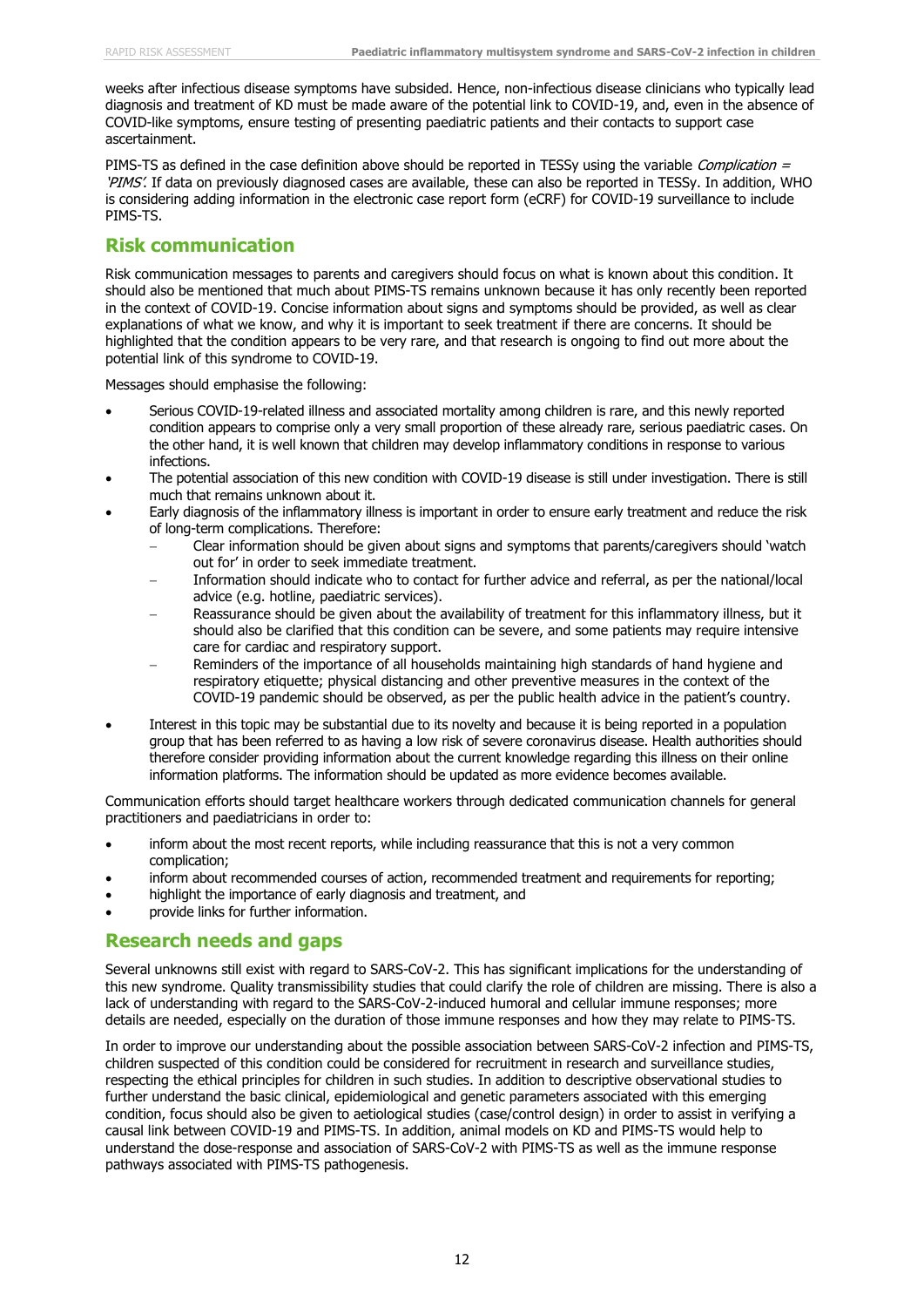weeks after infectious disease symptoms have subsided. Hence, non-infectious disease clinicians who typically lead diagnosis and treatment of KD must be made aware of the potential link to COVID-19, and, even in the absence of COVID-like symptoms, ensure testing of presenting paediatric patients and their contacts to support case ascertainment.

PIMS-TS as defined in the case definition above should be reported in TESSy using the variable *Complication = 'PIMS'*. If data on previously diagnosed cases are available, these can also be reported in TESSy. In addition, WHO is considering adding information in the electronic case report form (eCRF) for COVID-19 surveillance to include PIMS-TS.

## Risk communication

Risk communication messages to parents and caregivers should focus on what is known about this condition. It should also be mentioned that much about PIMS-TS remains unknown because it has only recently been reported in the context of COVID-19. Concise information about signs and symptoms should be provided, as well as clear explanations of what we know, and why it is important to seek treatment if there are concerns. It should be highlighted that the condition appears to be very rare, and that research is ongoing to find out more about the potential link of this syndrome to COVID-19.

Messages should emphasise the following:

- Serious COVID-19-related illness and associated mortality among children is rare, and this newly reported condition appears to comprise only a very small proportion of these already rare, serious paediatric cases. On the other hand, it is well known that children may develop inflammatory conditions in response to various infections.
- The potential association of this new condition with COVID-19 disease is still under investigation. There is still much that remains unknown about it.
- Early diagnosis of the inflammatory illness is important in order to ensure early treatment and reduce the risk of long-term complications. Therefore:
  - Clear information should be given about signs and symptoms that parents/caregivers should 'watch out for' in order to seek immediate treatment.
  - Information should indicate who to contact for further advice and referral, as per the national/local advice (e.g. hotline, paediatric services).
  - Reassurance should be given about the availability of treatment for this inflammatory illness, but it should also be clarified that this condition can be severe, and some patients may require intensive care for cardiac and respiratory support.
  - Reminders of the importance of all households maintaining high standards of hand hygiene and respiratory etiquette; physical distancing and other preventive measures in the context of the COVID-19 pandemic should be observed, as per the public health advice in the patient's country.
- Interest in this topic may be substantial due to its novelty and because it is being reported in a population group that has been referred to as having a low risk of severe coronavirus disease. Health authorities should therefore consider providing information about the current knowledge regarding this illness on their online information platforms. The information should be updated as more evidence becomes available.

Communication efforts should target healthcare workers through dedicated communication channels for general practitioners and paediatricians in order to:

- inform about the most recent reports, while including reassurance that this is not a very common complication;
- inform about recommended courses of action, recommended treatment and requirements for reporting;
- highlight the importance of early diagnosis and treatment, and
- provide links for further information.

## Research needs and gaps

Several unknowns still exist with regard to SARS-CoV-2. This has significant implications for the understanding of this new syndrome. Quality transmissibility studies that could clarify the role of children are missing. There is also a lack of understanding with regard to the SARS-CoV-2-induced humoral and cellular immune responses; more details are needed, especially on the duration of those immune responses and how they may relate to PIMS-TS.

In order to improve our understanding about the possible association between SARS-CoV-2 infection and PIMS-TS, children suspected of this condition could be considered for recruitment in research and surveillance studies, respecting the ethical principles for children in such studies. In addition to descriptive observational studies to further understand the basic clinical, epidemiological and genetic parameters associated with this emerging condition, focus should also be given to aetiological studies (case/control design) in order to assist in verifying a causal link between COVID-19 and PIMS-TS. In addition, animal models on KD and PIMS-TS would help to understand the dose-response and association of SARS-CoV-2 with PIMS-TS as well as the immune response pathways associated with PIMS-TS pathogenesis.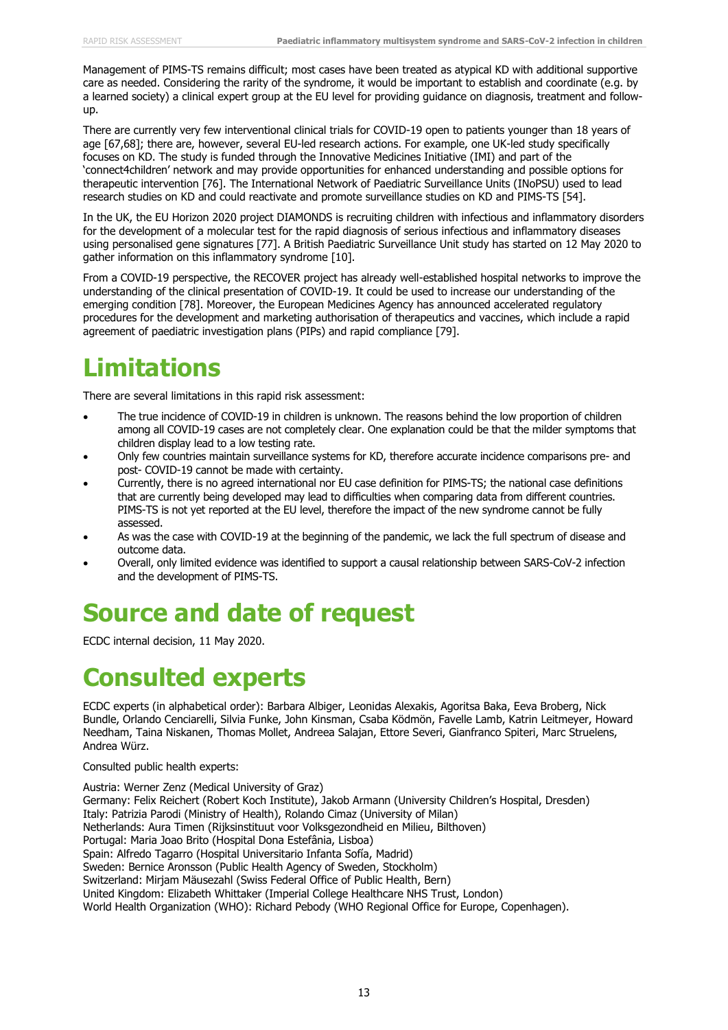Management of PIMS-TS remains difficult; most cases have been treated as atypical KD with additional supportive care as needed. Considering the rarity of the syndrome, it would be important to establish and coordinate (e.g. by a learned society) a clinical expert group at the EU level for providing guidance on diagnosis, treatment and follow-up.

There are currently very few interventional clinical trials for COVID-19 open to patients younger than 18 years of age [67,68]; there are, however, several EU-led research actions. For example, one UK-led study specifically focuses on KD. The study is funded through the Innovative Medicines Initiative (IMI) and part of the 'connect4children' network and may provide opportunities for enhanced understanding and possible options for therapeutic intervention [76]. The International Network of Paediatric Surveillance Units (INoPSU) used to lead research studies on KD and could reactivate and promote surveillance studies on KD and PIMS-TS [54].

In the UK, the EU Horizon 2020 project DIAMONDS is recruiting children with infectious and inflammatory disorders for the development of a molecular test for the rapid diagnosis of serious infectious and inflammatory diseases using personalised gene signatures [77]. A British Paediatric Surveillance Unit study has started on 12 May 2020 to gather information on this inflammatory syndrome [10].

From a COVID-19 perspective, the RECOVER project has already well-established hospital networks to improve the understanding of the clinical presentation of COVID-19. It could be used to increase our understanding of the emerging condition [78]. Moreover, the European Medicines Agency has announced accelerated regulatory procedures for the development and marketing authorisation of therapeutics and vaccines, which include a rapid agreement of paediatric investigation plans (PIPs) and rapid compliance [79].

# Limitations

There are several limitations in this rapid risk assessment:

- The true incidence of COVID-19 in children is unknown. The reasons behind the low proportion of children among all COVID-19 cases are not completely clear. One explanation could be that the milder symptoms that children display lead to a low testing rate.
- Only few countries maintain surveillance systems for KD, therefore accurate incidence comparisons pre- and post- COVID-19 cannot be made with certainty.
- Currently, there is no agreed international nor EU case definition for PIMS-TS; the national case definitions that are currently being developed may lead to difficulties when comparing data from different countries. PIMS-TS is not yet reported at the EU level, therefore the impact of the new syndrome cannot be fully assessed.
- As was the case with COVID-19 at the beginning of the pandemic, we lack the full spectrum of disease and outcome data.
- Overall, only limited evidence was identified to support a causal relationship between SARS-CoV-2 infection and the development of PIMS-TS.

# Source and date of request

ECDC internal decision, 11 May 2020.

# Consulted experts

ECDC experts (in alphabetical order): Barbara Albiger, Leonidas Alexakis, Agoritsa Baka, Eeva Broberg, Nick Bundle, Orlando Cenciarelli, Silvia Funke, John Kinsman, Csaba Ködmön, Favelle Lamb, Katrin Leitmeyer, Howard Needham, Taina Niskanen, Thomas Mollet, Andreea Salajan, Ettore Severi, Gianfranco Spiteri, Marc Struelens, Andrea Würz.

Consulted public health experts:

Austria: Werner Zenz (Medical University of Graz)
Germany: Felix Reichert (Robert Koch Institute), Jakob Armann (University Children's Hospital, Dresden)
Italy: Patrizia Parodi (Ministry of Health), Rolando Cimaz (University of Milan)
Netherlands: Aura Timen (Rijksinstituut voor Volksgezondheid en Milieu, Bilthoven)
Portugal: Maria Joao Brito (Hospital Dona Estefânia, Lisboa)
Spain: Alfredo Tagarro (Hospital Universitario Infanta Sofía, Madrid)
Sweden: Bernice Aronsson (Public Health Agency of Sweden, Stockholm)
Switzerland: Mirjam Mäusezahl (Swiss Federal Office of Public Health, Bern)
United Kingdom: Elizabeth Whittaker (Imperial College Healthcare NHS Trust, London)
World Health Organization (WHO): Richard Pebody (WHO Regional Office for Europe, Copenhagen).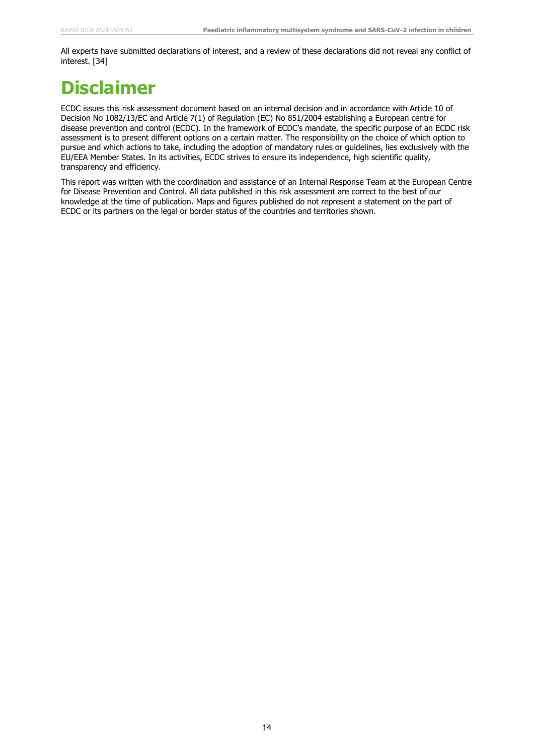All experts have submitted declarations of interest, and a review of these declarations did not reveal any conflict of interest. [34]

# Disclaimer

ECDC issues this risk assessment document based on an internal decision and in accordance with Article 10 of Decision No 1082/13/EC and Article 7(1) of Regulation (EC) No 851/2004 establishing a European centre for disease prevention and control (ECDC). In the framework of ECDC's mandate, the specific purpose of an ECDC risk assessment is to present different options on a certain matter. The responsibility on the choice of which option to pursue and which actions to take, including the adoption of mandatory rules or guidelines, lies exclusively with the EU/EEA Member States. In its activities, ECDC strives to ensure its independence, high scientific quality, transparency and efficiency.

This report was written with the coordination and assistance of an Internal Response Team at the European Centre for Disease Prevention and Control. All data published in this risk assessment are correct to the best of our knowledge at the time of publication. Maps and figures published do not represent a statement on the part of ECDC or its partners on the legal or border status of the countries and territories shown.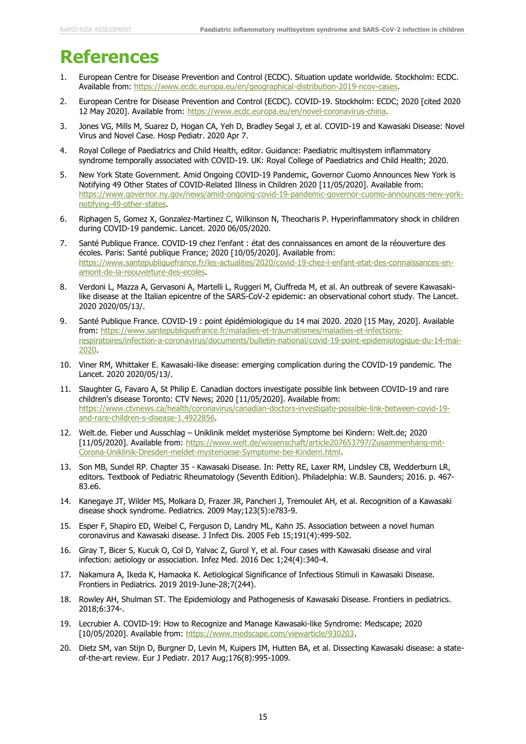# References

1. European Centre for Disease Prevention and Control (ECDC). Situation update worldwide. Stockholm: ECDC. Available from: https://www.ecdc.europa.eu/en/geographical-distribution-2019-ncov-cases.
2. European Centre for Disease Prevention and Control (ECDC). COVID-19. Stockholm: ECDC; 2020 [cited 2020 12 May 2020]. Available from: https://www.ecdc.europa.eu/en/novel-coronavirus-china.
3. Jones VG, Mills M, Suarez D, Hogan CA, Yeh D, Bradley Segal J, et al. COVID-19 and Kawasaki Disease: Novel Virus and Novel Case. Hosp Pediatr. 2020 Apr 7.
4. Royal College of Paediatrics and Child Health, editor. Guidance: Paediatric multisystem inflammatory syndrome temporally associated with COVID-19. UK: Royal College of Paediatrics and Child Health; 2020.
5. New York State Government. Amid Ongoing COVID-19 Pandemic, Governor Cuomo Announces New York is Notifying 49 Other States of COVID-Related Illness in Children 2020 [11/05/2020]. Available from: https://www.governor.ny.gov/news/amid-ongoing-covid-19-pandemic-governor-cuomo-announces-new-york-notifying-49-other-states.
6. Riphagen S, Gomez X, Gonzalez-Martinez C, Wilkinson N, Theocharis P. Hyperinflammatory shock in children during COVID-19 pandemic. Lancet. 2020 06/05/2020.
7. Santé Publique France. COVID-19 chez l'enfant : état des connaissances en amont de la réouverture des écoles. Paris: Santé publique France; 2020 [10/05/2020]. Available from: https://www.santepubliquefrance.fr/les-actualites/2020/covid-19-chez-l-enfant-etat-des-connaissances-en-amont-de-la-reouverture-des-ecoles.
8. Verdoni L, Mazza A, Gervasoni A, Martelli L, Ruggeri M, Ciuffreda M, et al. An outbreak of severe Kawasaki-like disease at the Italian epicentre of the SARS-CoV-2 epidemic: an observational cohort study. The Lancet. 2020 2020/05/13/.
9. Santé Publique France. COVID-19 : point épidémiologique du 14 mai 2020. 2020 [15 May, 2020]. Available from: https://www.santepubliquefrance.fr/maladies-et-traumatismes/maladies-et-infections-respiratoires/infection-a-coronavirus/documents/bulletin-national/covid-19-point-epidemiologique-du-14-mai-2020.
10. Viner RM, Whittaker E. Kawasaki-like disease: emerging complication during the COVID-19 pandemic. The Lancet. 2020 2020/05/13/.
11. Slaughter G, Favaro A, St Philip E. Canadian doctors investigate possible link between COVID-19 and rare children's disease Toronto: CTV News; 2020 [11/05/2020]. Available from: https://www.ctvnews.ca/health/coronavirus/canadian-doctors-investigate-possible-link-between-covid-19-and-rare-children-s-disease-1.4922856.
12. Welt.de. Fieber und Ausschlag – Uniklinik meldet mysteriöse Symptome bei Kindern: Welt.de; 2020 [11/05/2020]. Available from: https://www.welt.de/wissenschaft/article207653797/Zusammenhang-mit-Corona-Uniklinik-Dresden-meldet-mysterioese-Symptome-bei-Kindern.html.
13. Son MB, Sundel RP. Chapter 35 - Kawasaki Disease. In: Petty RE, Laxer RM, Lindsley CB, Wedderburn LR, editors. Textbook of Pediatric Rheumatology (Seventh Edition). Philadelphia: W.B. Saunders; 2016. p. 467-83.e6.
14. Kanegaye JT, Wilder MS, Molkara D, Frazer JR, Pancheri J, Tremoulet AH, et al. Recognition of a Kawasaki disease shock syndrome. Pediatrics. 2009 May;123(5):e783-9.
15. Esper F, Shapiro ED, Weibel C, Ferguson D, Landry ML, Kahn JS. Association between a novel human coronavirus and Kawasaki disease. J Infect Dis. 2005 Feb 15;191(4):499-502.
16. Giray T, Bicer S, Kucuk O, Col D, Yalvac Z, Gurol Y, et al. Four cases with Kawasaki disease and viral infection: aetiology or association. Infez Med. 2016 Dec 1;24(4):340-4.
17. Nakamura A, Ikeda K, Hamaoka K. Aetiological Significance of Infectious Stimuli in Kawasaki Disease. Frontiers in Pediatrics. 2019 2019-June-28;7(244).
18. Rowley AH, Shulman ST. The Epidemiology and Pathogenesis of Kawasaki Disease. Frontiers in pediatrics. 2018;6:374-.
19. Lecrubier A. COVID-19: How to Recognize and Manage Kawasaki-like Syndrome: Medscape; 2020 [10/05/2020]. Available from: https://www.medscape.com/viewarticle/930203.
20. Dietz SM, van Stijn D, Burgner D, Levin M, Kuipers IM, Hutten BA, et al. Dissecting Kawasaki disease: a state-of-the-art review. Eur J Pediatr. 2017 Aug;176(8):995-1009.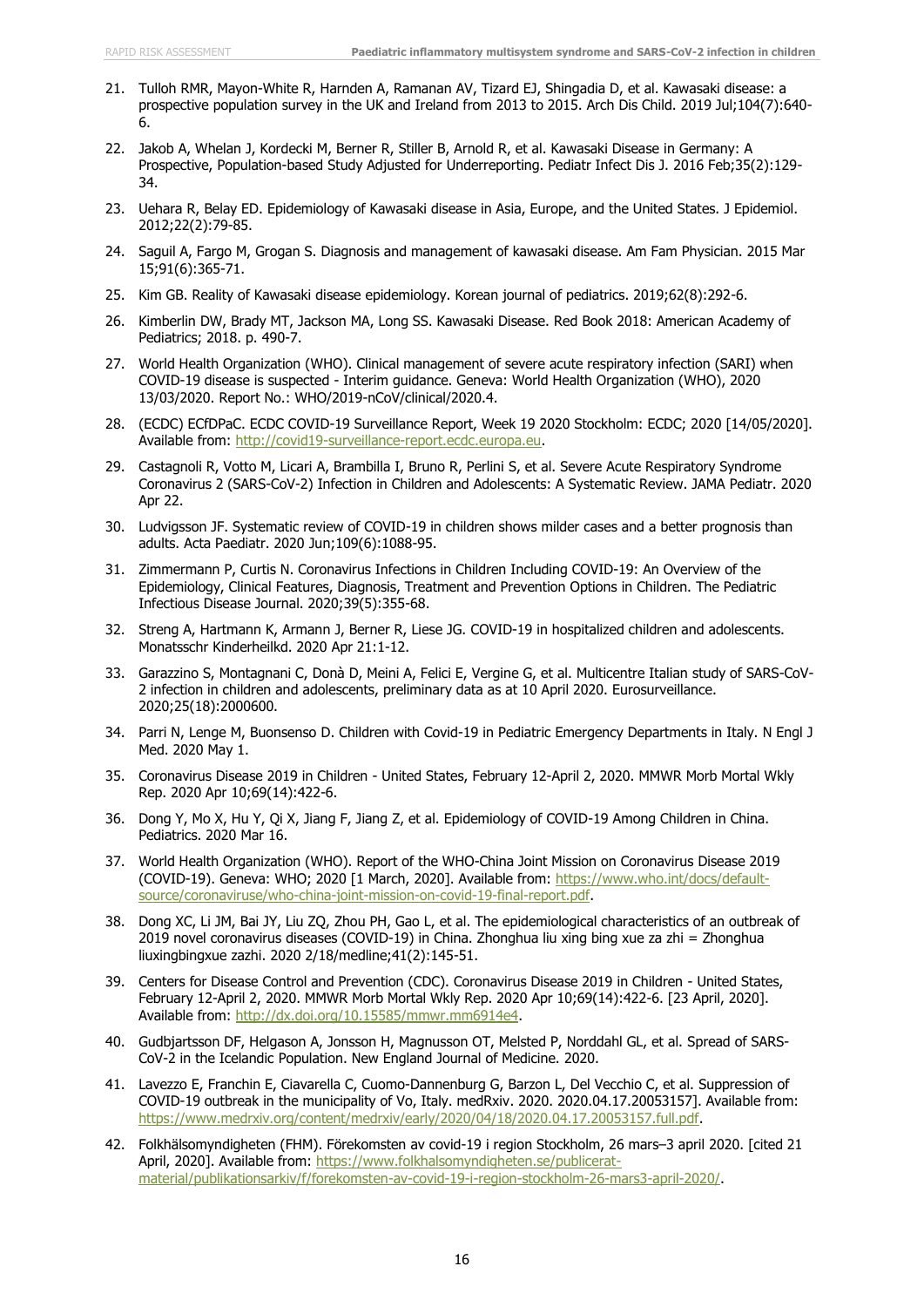21. Tulloh RMR, Mayon-White R, Harnden A, Ramanan AV, Tizard EJ, Shingadia D, et al. Kawasaki disease: a prospective population survey in the UK and Ireland from 2013 to 2015. Arch Dis Child. 2019 Jul;104(7):640-6.
22. Jakob A, Whelan J, Kordecki M, Berner R, Stiller B, Arnold R, et al. Kawasaki Disease in Germany: A Prospective, Population-based Study Adjusted for Underreporting. Pediatr Infect Dis J. 2016 Feb;35(2):129-34.
23. Uehara R, Belay ED. Epidemiology of Kawasaki disease in Asia, Europe, and the United States. J Epidemiol. 2012;22(2):79-85.
24. Saguil A, Fargo M, Grogan S. Diagnosis and management of kawasaki disease. Am Fam Physician. 2015 Mar 15;91(6):365-71.
25. Kim GB. Reality of Kawasaki disease epidemiology. Korean journal of pediatrics. 2019;62(8):292-6.
26. Kimberlin DW, Brady MT, Jackson MA, Long SS. Kawasaki Disease. Red Book 2018: American Academy of Pediatrics; 2018. p. 490-7.
27. World Health Organization (WHO). Clinical management of severe acute respiratory infection (SARI) when COVID-19 disease is suspected - Interim guidance. Geneva: World Health Organization (WHO), 2020 13/03/2020. Report No.: WHO/2019-nCoV/clinical/2020.4.
28. (ECDC) ECfDPaC. ECDC COVID-19 Surveillance Report, Week 19 2020 Stockholm: ECDC; 2020 [14/05/2020]. Available from: http://covid19-surveillance-report.ecdc.europa.eu.
29. Castagnoli R, Votto M, Licari A, Brambilla I, Bruno R, Perlini S, et al. Severe Acute Respiratory Syndrome Coronavirus 2 (SARS-CoV-2) Infection in Children and Adolescents: A Systematic Review. JAMA Pediatr. 2020 Apr 22.
30. Ludvigsson JF. Systematic review of COVID-19 in children shows milder cases and a better prognosis than adults. Acta Paediatr. 2020 Jun;109(6):1088-95.
31. Zimmermann P, Curtis N. Coronavirus Infections in Children Including COVID-19: An Overview of the Epidemiology, Clinical Features, Diagnosis, Treatment and Prevention Options in Children. The Pediatric Infectious Disease Journal. 2020;39(5):355-68.
32. Streng A, Hartmann K, Armann J, Berner R, Liese JG. COVID-19 in hospitalized children and adolescents. Monatsschr Kinderheilkd. 2020 Apr 21:1-12.
33. Garazzino S, Montagnani C, Donà D, Meini A, Felici E, Vergine G, et al. Multicentre Italian study of SARS-CoV-2 infection in children and adolescents, preliminary data as at 10 April 2020. Eurosurveillance. 2020;25(18):2000600.
34. Parri N, Lenge M, Buonsenso D. Children with Covid-19 in Pediatric Emergency Departments in Italy. N Engl J Med. 2020 May 1.
35. Coronavirus Disease 2019 in Children - United States, February 12-April 2, 2020. MMWR Morb Mortal Wkly Rep. 2020 Apr 10;69(14):422-6.
36. Dong Y, Mo X, Hu Y, Qi X, Jiang F, Jiang Z, et al. Epidemiology of COVID-19 Among Children in China. Pediatrics. 2020 Mar 16.
37. World Health Organization (WHO). Report of the WHO-China Joint Mission on Coronavirus Disease 2019 (COVID-19). Geneva: WHO; 2020 [1 March, 2020]. Available from: https://www.who.int/docs/default-source/coronaviruse/who-china-joint-mission-on-covid-19-final-report.pdf.
38. Dong XC, Li JM, Bai JY, Liu ZQ, Zhou PH, Gao L, et al. The epidemiological characteristics of an outbreak of 2019 novel coronavirus diseases (COVID-19) in China. Zhonghua liu xing bing xue za zhi = Zhonghua liuxingbingxue zazhi. 2020 2/18/medline;41(2):145-51.
39. Centers for Disease Control and Prevention (CDC). Coronavirus Disease 2019 in Children - United States, February 12-April 2, 2020. MMWR Morb Mortal Wkly Rep. 2020 Apr 10;69(14):422-6. [23 April, 2020]. Available from: http://dx.doi.org/10.15585/mmwr.mm6914e4.
40. Gudbjartsson DF, Helgason A, Jonsson H, Magnusson OT, Melsted P, Norddahl GL, et al. Spread of SARS-CoV-2 in the Icelandic Population. New England Journal of Medicine. 2020.
41. Lavezzo E, Franchin E, Ciavarella C, Cuomo-Dannenburg G, Barzon L, Del Vecchio C, et al. Suppression of COVID-19 outbreak in the municipality of Vo, Italy. medRxiv. 2020. 2020.04.17.20053157]. Available from: https://www.medrxiv.org/content/medrxiv/early/2020/04/18/2020.04.17.20053157.full.pdf.
42. Folkhälsomyndigheten (FHM). Förekomsten av covid-19 i region Stockholm, 26 mars–3 april 2020. [cited 21 April, 2020]. Available from: https://www.folkhalsomyndigheten.se/publicerat-material/publikationsarkiv/f/forekomsten-av-covid-19-i-region-stockholm-26-mars3-april-2020/.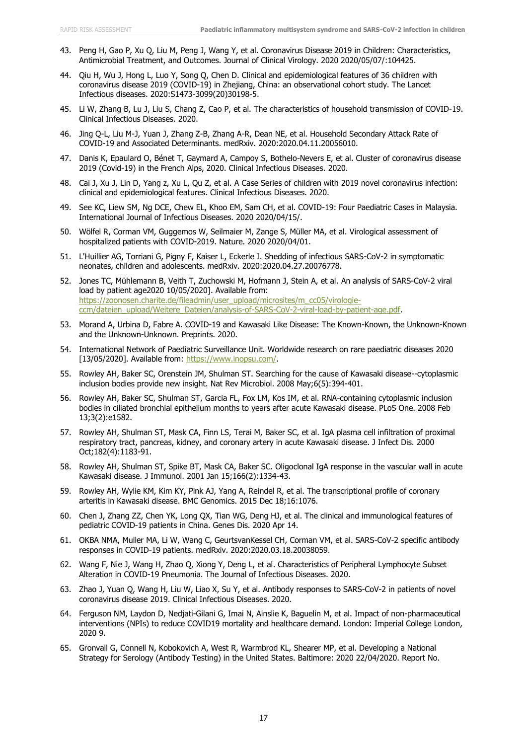43. Peng H, Gao P, Xu Q, Liu M, Peng J, Wang Y, et al. Coronavirus Disease 2019 in Children: Characteristics, Antimicrobial Treatment, and Outcomes. Journal of Clinical Virology. 2020 2020/05/07/:104425.
44. Qiu H, Wu J, Hong L, Luo Y, Song Q, Chen D. Clinical and epidemiological features of 36 children with coronavirus disease 2019 (COVID-19) in Zhejiang, China: an observational cohort study. The Lancet Infectious diseases. 2020:S1473-3099(20)30198-5.
45. Li W, Zhang B, Lu J, Liu S, Chang Z, Cao P, et al. The characteristics of household transmission of COVID-19. Clinical Infectious Diseases. 2020.
46. Jing Q-L, Liu M-J, Yuan J, Zhang Z-B, Zhang A-R, Dean NE, et al. Household Secondary Attack Rate of COVID-19 and Associated Determinants. medRxiv. 2020:2020.04.11.20056010.
47. Danis K, Epaulard O, Bénet T, Gaymard A, Campoy S, Bothelo-Nevers E, et al. Cluster of coronavirus disease 2019 (Covid-19) in the French Alps, 2020. Clinical Infectious Diseases. 2020.
48. Cai J, Xu J, Lin D, Yang z, Xu L, Qu Z, et al. A Case Series of children with 2019 novel coronavirus infection: clinical and epidemiological features. Clinical Infectious Diseases. 2020.
49. See KC, Liew SM, Ng DCE, Chew EL, Khoo EM, Sam CH, et al. COVID-19: Four Paediatric Cases in Malaysia. International Journal of Infectious Diseases. 2020 2020/04/15/.
50. Wölfel R, Corman VM, Guggemos W, Seilmaier M, Zange S, Müller MA, et al. Virological assessment of hospitalized patients with COVID-2019. Nature. 2020 2020/04/01.
51. L'Huillier AG, Torriani G, Pigny F, Kaiser L, Eckerle I. Shedding of infectious SARS-CoV-2 in symptomatic neonates, children and adolescents. medRxiv. 2020:2020.04.27.20076778.
52. Jones TC, Mühlemann B, Veith T, Zuchowski M, Hofmann J, Stein A, et al. An analysis of SARS-CoV-2 viral load by patient age2020 10/05/2020]. Available from: https://zoonosen.charite.de/fileadmin/user_upload/microsites/m_cc05/virologie-ccm/dateien_upload/Weitere_Dateien/analysis-of-SARS-CoV-2-viral-load-by-patient-age.pdf.
53. Morand A, Urbina D, Fabre A. COVID-19 and Kawasaki Like Disease: The Known-Known, the Unknown-Known and the Unknown-Unknown. Preprints. 2020.
54. International Network of Paediatric Surveillance Unit. Worldwide research on rare paediatric diseases 2020 [13/05/2020]. Available from: https://www.inopsu.com/.
55. Rowley AH, Baker SC, Orenstein JM, Shulman ST. Searching for the cause of Kawasaki disease--cytoplasmic inclusion bodies provide new insight. Nat Rev Microbiol. 2008 May;6(5):394-401.
56. Rowley AH, Baker SC, Shulman ST, Garcia FL, Fox LM, Kos IM, et al. RNA-containing cytoplasmic inclusion bodies in ciliated bronchial epithelium months to years after acute Kawasaki disease. PLoS One. 2008 Feb 13;3(2):e1582.
57. Rowley AH, Shulman ST, Mask CA, Finn LS, Terai M, Baker SC, et al. IgA plasma cell infiltration of proximal respiratory tract, pancreas, kidney, and coronary artery in acute Kawasaki disease. J Infect Dis. 2000 Oct;182(4):1183-91.
58. Rowley AH, Shulman ST, Spike BT, Mask CA, Baker SC. Oligoclonal IgA response in the vascular wall in acute Kawasaki disease. J Immunol. 2001 Jan 15;166(2):1334-43.
59. Rowley AH, Wylie KM, Kim KY, Pink AJ, Yang A, Reindel R, et al. The transcriptional profile of coronary arteritis in Kawasaki disease. BMC Genomics. 2015 Dec 18;16:1076.
60. Chen J, Zhang ZZ, Chen YK, Long QX, Tian WG, Deng HJ, et al. The clinical and immunological features of pediatric COVID-19 patients in China. Genes Dis. 2020 Apr 14.
61. OKBA NMA, Muller MA, Li W, Wang C, GeurtsvanKessel CH, Corman VM, et al. SARS-CoV-2 specific antibody responses in COVID-19 patients. medRxiv. 2020:2020.03.18.20038059.
62. Wang F, Nie J, Wang H, Zhao Q, Xiong Y, Deng L, et al. Characteristics of Peripheral Lymphocyte Subset Alteration in COVID-19 Pneumonia. The Journal of Infectious Diseases. 2020.
63. Zhao J, Yuan Q, Wang H, Liu W, Liao X, Su Y, et al. Antibody responses to SARS-CoV-2 in patients of novel coronavirus disease 2019. Clinical Infectious Diseases. 2020.
64. Ferguson NM, Laydon D, Nedjati-Gilani G, Imai N, Ainslie K, Baguelin M, et al. Impact of non-pharmaceutical interventions (NPIs) to reduce COVID19 mortality and healthcare demand. London: Imperial College London, 2020 9.
65. Gronvall G, Connell N, Kobokovich A, West R, Warmbrod KL, Shearer MP, et al. Developing a National Strategy for Serology (Antibody Testing) in the United States. Baltimore: 2020 22/04/2020. Report No.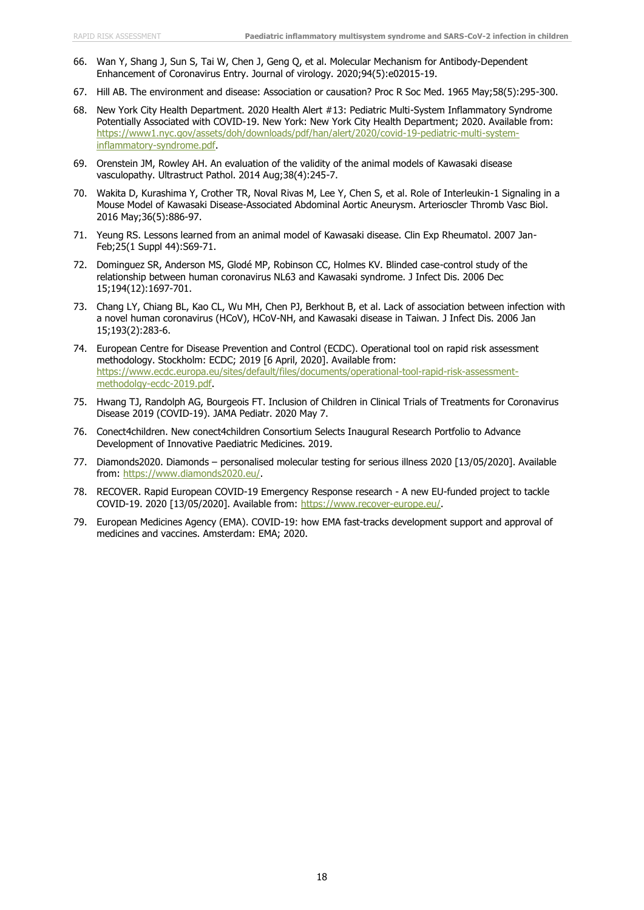66. Wan Y, Shang J, Sun S, Tai W, Chen J, Geng Q, et al. Molecular Mechanism for Antibody-Dependent Enhancement of Coronavirus Entry. Journal of virology. 2020;94(5):e02015-19.
67. Hill AB. The environment and disease: Association or causation? Proc R Soc Med. 1965 May;58(5):295-300.
68. New York City Health Department. 2020 Health Alert #13: Pediatric Multi-System Inflammatory Syndrome Potentially Associated with COVID-19. New York: New York City Health Department; 2020. Available from: https://www1.nyc.gov/assets/doh/downloads/pdf/han/alert/2020/covid-19-pediatric-multi-system-inflammatory-syndrome.pdf.
69. Orenstein JM, Rowley AH. An evaluation of the validity of the animal models of Kawasaki disease vasculopathy. Ultrastruct Pathol. 2014 Aug;38(4):245-7.
70. Wakita D, Kurashima Y, Crother TR, Noval Rivas M, Lee Y, Chen S, et al. Role of Interleukin-1 Signaling in a Mouse Model of Kawasaki Disease-Associated Abdominal Aortic Aneurysm. Arterioscler Thromb Vasc Biol. 2016 May;36(5):886-97.
71. Yeung RS. Lessons learned from an animal model of Kawasaki disease. Clin Exp Rheumatol. 2007 Jan-Feb;25(1 Suppl 44):S69-71.
72. Dominguez SR, Anderson MS, Glodé MP, Robinson CC, Holmes KV. Blinded case-control study of the relationship between human coronavirus NL63 and Kawasaki syndrome. J Infect Dis. 2006 Dec 15;194(12):1697-701.
73. Chang LY, Chiang BL, Kao CL, Wu MH, Chen PJ, Berkhout B, et al. Lack of association between infection with a novel human coronavirus (HCoV), HCoV-NH, and Kawasaki disease in Taiwan. J Infect Dis. 2006 Jan 15;193(2):283-6.
74. European Centre for Disease Prevention and Control (ECDC). Operational tool on rapid risk assessment methodology. Stockholm: ECDC; 2019 [6 April, 2020]. Available from: https://www.ecdc.europa.eu/sites/default/files/documents/operational-tool-rapid-risk-assessment-methodolgy-ecdc-2019.pdf.
75. Hwang TJ, Randolph AG, Bourgeois FT. Inclusion of Children in Clinical Trials of Treatments for Coronavirus Disease 2019 (COVID-19). JAMA Pediatr. 2020 May 7.
76. Conect4children. New conect4children Consortium Selects Inaugural Research Portfolio to Advance Development of Innovative Paediatric Medicines. 2019.
77. Diamonds2020. Diamonds – personalised molecular testing for serious illness 2020 [13/05/2020]. Available from: https://www.diamonds2020.eu/.
78. RECOVER. Rapid European COVID-19 Emergency Response research - A new EU-funded project to tackle COVID-19. 2020 [13/05/2020]. Available from: https://www.recover-europe.eu/.
79. European Medicines Agency (EMA). COVID-19: how EMA fast-tracks development support and approval of medicines and vaccines. Amsterdam: EMA; 2020.